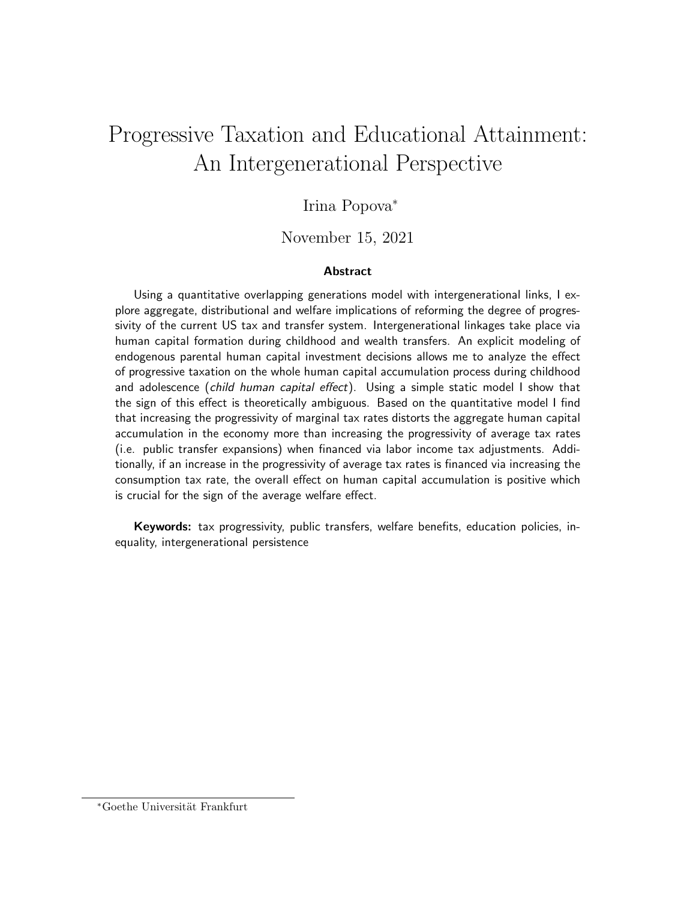# Progressive Taxation and Educational Attainment: An Intergenerational Perspective

Irina Popova[*]

November 15, 2021

## Abstract

Using a quantitative overlapping generations model with intergenerational links, I explore aggregate, distributional and welfare implications of reforming the degree of progressivity of the current US tax and transfer system. Intergenerational linkages take place via human capital formation during childhood and wealth transfers. An explicit modeling of endogenous parental human capital investment decisions allows me to analyze the effect of progressive taxation on the whole human capital accumulation process during childhood and adolescence (*child human capital effect*). Using a simple static model I show that the sign of this effect is theoretically ambiguous. Based on the quantitative model I find that increasing the progressivity of marginal tax rates distorts the aggregate human capital accumulation in the economy more than increasing the progressivity of average tax rates (i.e. public transfer expansions) when financed via labor income tax adjustments. Additionally, if an increase in the progressivity of average tax rates is financed via increasing the consumption tax rate, the overall effect on human capital accumulation is positive which is crucial for the sign of the average welfare effect.

**Keywords:** tax progressivity, public transfers, welfare benefits, education policies, inequality, intergenerational persistence

[*] Goethe Universität Frankfurt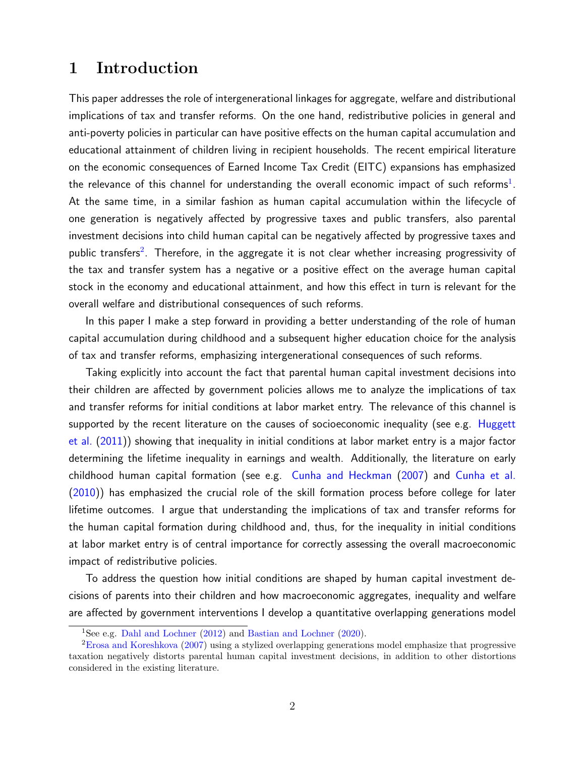# 1 Introduction

This paper addresses the role of intergenerational linkages for aggregate, welfare and distributional implications of tax and transfer reforms. On the one hand, redistributive policies in general and anti-poverty policies in particular can have positive effects on the human capital accumulation and educational attainment of children living in recipient households. The recent empirical literature on the economic consequences of Earned Income Tax Credit (EITC) expansions has emphasized the relevance of this channel for understanding the overall economic impact of such reforms[1]. At the same time, in a similar fashion as human capital accumulation within the lifecycle of one generation is negatively affected by progressive taxes and public transfers, also parental investment decisions into child human capital can be negatively affected by progressive taxes and public transfers[2]. Therefore, in the aggregate it is not clear whether increasing progressivity of the tax and transfer system has a negative or a positive effect on the average human capital stock in the economy and educational attainment, and how this effect in turn is relevant for the overall welfare and distributional consequences of such reforms.

In this paper I make a step forward in providing a better understanding of the role of human capital accumulation during childhood and a subsequent higher education choice for the analysis of tax and transfer reforms, emphasizing intergenerational consequences of such reforms.

Taking explicitly into account the fact that parental human capital investment decisions into their children are affected by government policies allows me to analyze the implications of tax and transfer reforms for initial conditions at labor market entry. The relevance of this channel is supported by the recent literature on the causes of socioeconomic inequality (see e.g. Huggett et al. (2011)) showing that inequality in initial conditions at labor market entry is a major factor determining the lifetime inequality in earnings and wealth. Additionally, the literature on early childhood human capital formation (see e.g. Cunha and Heckman (2007) and Cunha et al. (2010)) has emphasized the crucial role of the skill formation process before college for later lifetime outcomes. I argue that understanding the implications of tax and transfer reforms for the human capital formation during childhood and, thus, for the inequality in initial conditions at labor market entry is of central importance for correctly assessing the overall macroeconomic impact of redistributive policies.

To address the question how initial conditions are shaped by human capital investment decisions of parents into their children and how macroeconomic aggregates, inequality and welfare are affected by government interventions I develop a quantitative overlapping generations model

[1] See e.g. Dahl and Lochner (2012) and Bastian and Lochner (2020).

[2] Erosa and Koreshkova (2007) using a stylized overlapping generations model emphasize that progressive taxation negatively distorts parental human capital investment decisions, in addition to other distortions considered in the existing literature.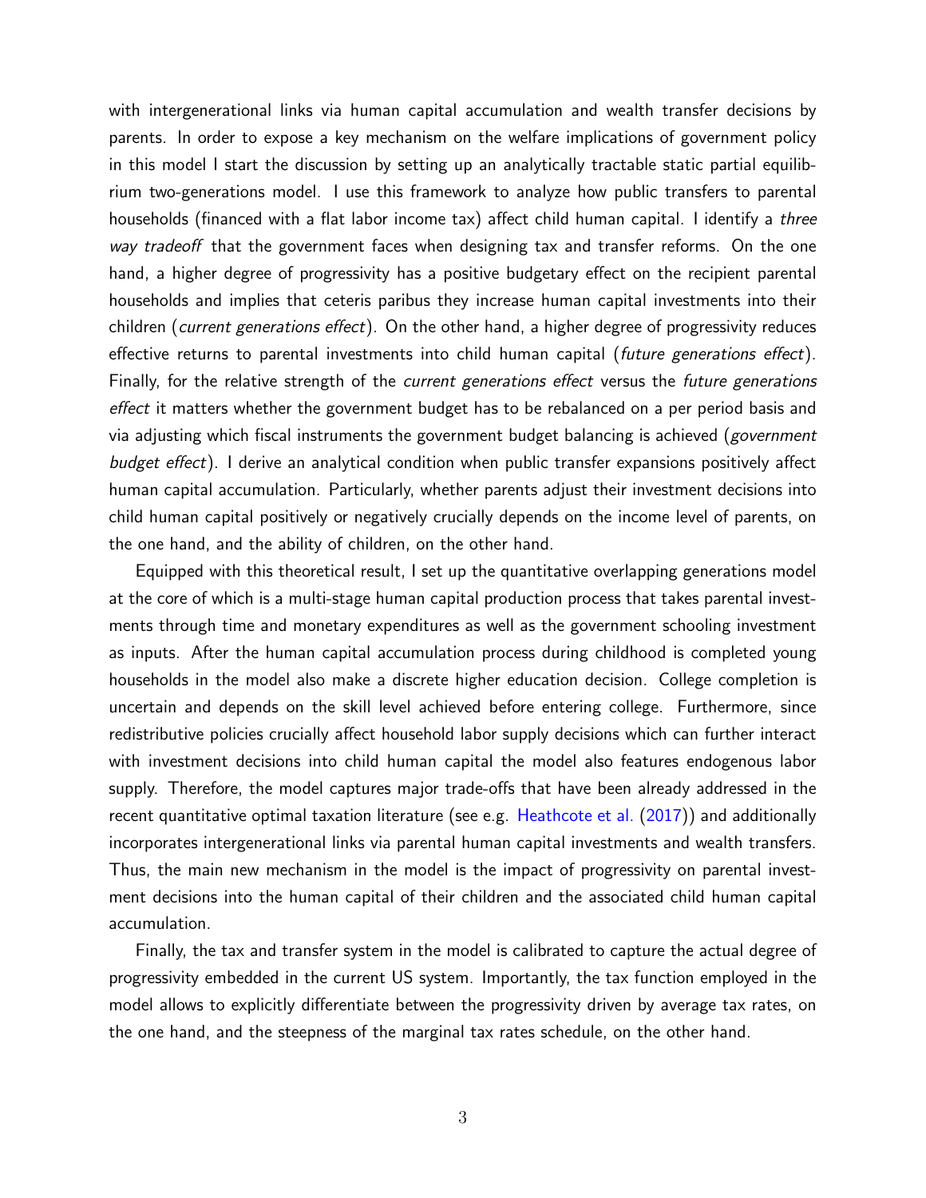with intergenerational links via human capital accumulation and wealth transfer decisions by parents. In order to expose a key mechanism on the welfare implications of government policy in this model I start the discussion by setting up an analytically tractable static partial equilibrium two-generations model. I use this framework to analyze how public transfers to parental households (financed with a flat labor income tax) affect child human capital. I identify a *three way tradeoff* that the government faces when designing tax and transfer reforms. On the one hand, a higher degree of progressivity has a positive budgetary effect on the recipient parental households and implies that ceteris paribus they increase human capital investments into their children (*current generations effect*). On the other hand, a higher degree of progressivity reduces effective returns to parental investments into child human capital (*future generations effect*). Finally, for the relative strength of the *current generations effect* versus the *future generations effect* it matters whether the government budget has to be rebalanced on a per period basis and via adjusting which fiscal instruments the government budget balancing is achieved (*government budget effect*). I derive an analytical condition when public transfer expansions positively affect human capital accumulation. Particularly, whether parents adjust their investment decisions into child human capital positively or negatively crucially depends on the income level of parents, on the one hand, and the ability of children, on the other hand.

Equipped with this theoretical result, I set up the quantitative overlapping generations model at the core of which is a multi-stage human capital production process that takes parental investments through time and monetary expenditures as well as the government schooling investment as inputs. After the human capital accumulation process during childhood is completed young households in the model also make a discrete higher education decision. College completion is uncertain and depends on the skill level achieved before entering college. Furthermore, since redistributive policies crucially affect household labor supply decisions which can further interact with investment decisions into child human capital the model also features endogenous labor supply. Therefore, the model captures major trade-offs that have been already addressed in the recent quantitative optimal taxation literature (see e.g. Heathcote et al. (2017)) and additionally incorporates intergenerational links via parental human capital investments and wealth transfers. Thus, the main new mechanism in the model is the impact of progressivity on parental investment decisions into the human capital of their children and the associated child human capital accumulation.

Finally, the tax and transfer system in the model is calibrated to capture the actual degree of progressivity embedded in the current US system. Importantly, the tax function employed in the model allows to explicitly differentiate between the progressivity driven by average tax rates, on the one hand, and the steepness of the marginal tax rates schedule, on the other hand.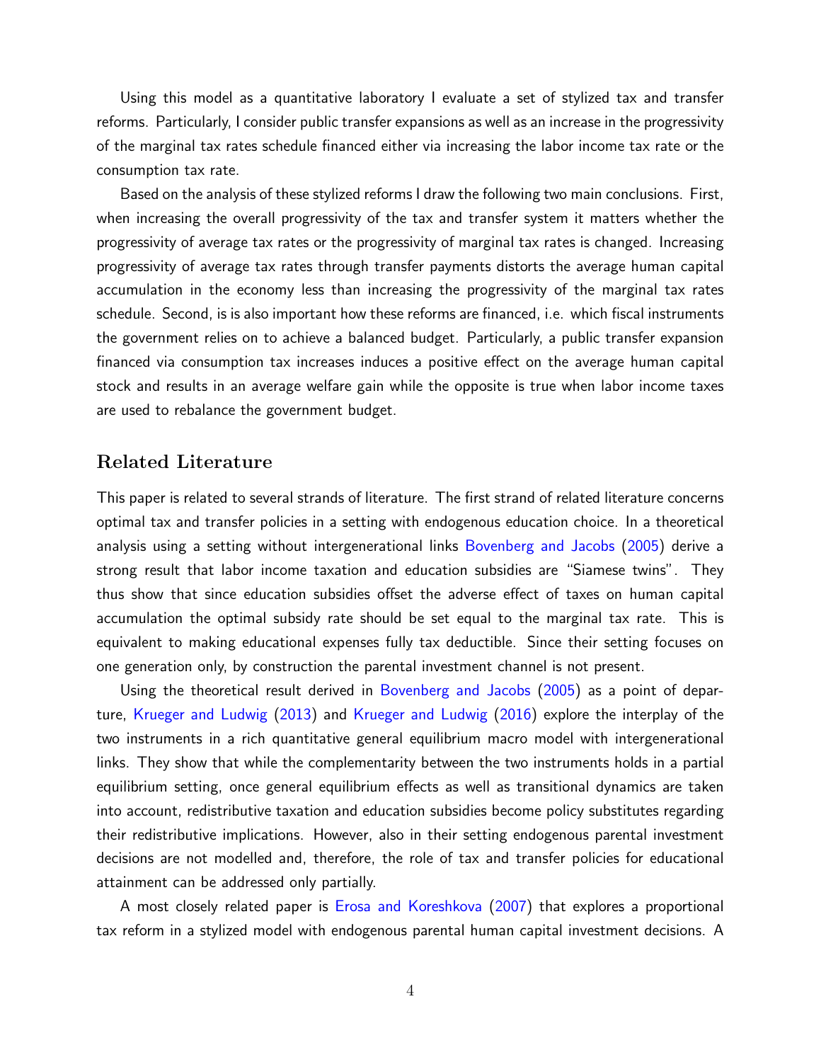Using this model as a quantitative laboratory I evaluate a set of stylized tax and transfer reforms. Particularly, I consider public transfer expansions as well as an increase in the progressivity of the marginal tax rates schedule financed either via increasing the labor income tax rate or the consumption tax rate.

Based on the analysis of these stylized reforms I draw the following two main conclusions. First, when increasing the overall progressivity of the tax and transfer system it matters whether the progressivity of average tax rates or the progressivity of marginal tax rates is changed. Increasing progressivity of average tax rates through transfer payments distorts the average human capital accumulation in the economy less than increasing the progressivity of the marginal tax rates schedule. Second, is is also important how these reforms are financed, i.e. which fiscal instruments the government relies on to achieve a balanced budget. Particularly, a public transfer expansion financed via consumption tax increases induces a positive effect on the average human capital stock and results in an average welfare gain while the opposite is true when labor income taxes are used to rebalance the government budget.

## Related Literature

This paper is related to several strands of literature. The first strand of related literature concerns optimal tax and transfer policies in a setting with endogenous education choice. In a theoretical analysis using a setting without intergenerational links Bovenberg and Jacobs (2005) derive a strong result that labor income taxation and education subsidies are "Siamese twins". They thus show that since education subsidies offset the adverse effect of taxes on human capital accumulation the optimal subsidy rate should be set equal to the marginal tax rate. This is equivalent to making educational expenses fully tax deductible. Since their setting focuses on one generation only, by construction the parental investment channel is not present.

Using the theoretical result derived in Bovenberg and Jacobs (2005) as a point of departure, Krueger and Ludwig (2013) and Krueger and Ludwig (2016) explore the interplay of the two instruments in a rich quantitative general equilibrium macro model with intergenerational links. They show that while the complementarity between the two instruments holds in a partial equilibrium setting, once general equilibrium effects as well as transitional dynamics are taken into account, redistributive taxation and education subsidies become policy substitutes regarding their redistributive implications. However, also in their setting endogenous parental investment decisions are not modelled and, therefore, the role of tax and transfer policies for educational attainment can be addressed only partially.

A most closely related paper is Erosa and Koreshkova (2007) that explores a proportional tax reform in a stylized model with endogenous parental human capital investment decisions. A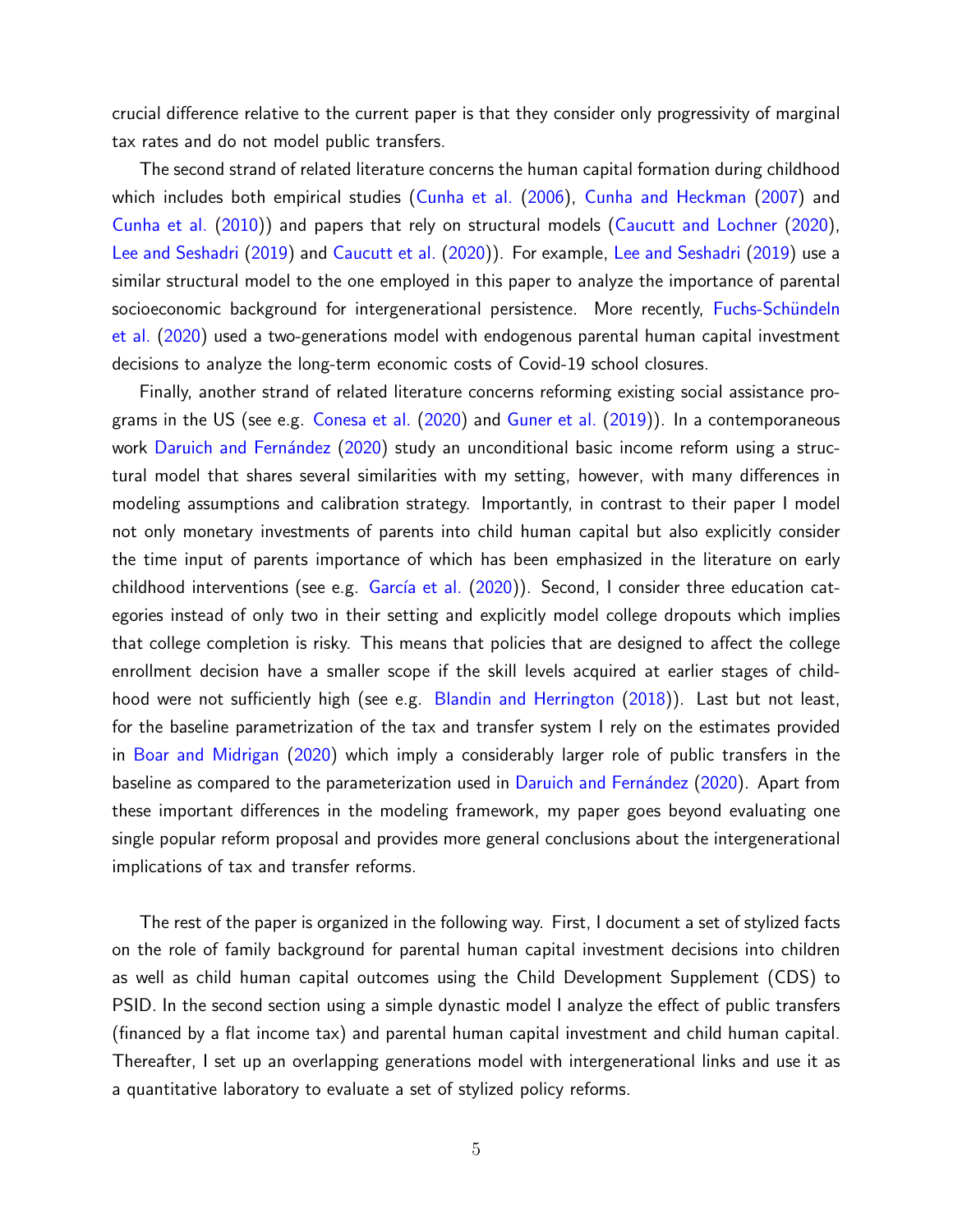crucial difference relative to the current paper is that they consider only progressivity of marginal tax rates and do not model public transfers.

The second strand of related literature concerns the human capital formation during childhood which includes both empirical studies (Cunha et al. (2006), Cunha and Heckman (2007) and Cunha et al. (2010)) and papers that rely on structural models (Caucutt and Lochner (2020), Lee and Seshadri (2019) and Caucutt et al. (2020)). For example, Lee and Seshadri (2019) use a similar structural model to the one employed in this paper to analyze the importance of parental socioeconomic background for intergenerational persistence. More recently, Fuchs-Schündeln et al. (2020) used a two-generations model with endogenous parental human capital investment decisions to analyze the long-term economic costs of Covid-19 school closures.

Finally, another strand of related literature concerns reforming existing social assistance programs in the US (see e.g. Conesa et al. (2020) and Guner et al. (2019)). In a contemporaneous work Daruich and Fernández (2020) study an unconditional basic income reform using a structural model that shares several similarities with my setting, however, with many differences in modeling assumptions and calibration strategy. Importantly, in contrast to their paper I model not only monetary investments of parents into child human capital but also explicitly consider the time input of parents importance of which has been emphasized in the literature on early childhood interventions (see e.g. García et al. (2020)). Second, I consider three education categories instead of only two in their setting and explicitly model college dropouts which implies that college completion is risky. This means that policies that are designed to affect the college enrollment decision have a smaller scope if the skill levels acquired at earlier stages of childhood were not sufficiently high (see e.g. Blandin and Herrington (2018)). Last but not least, for the baseline parametrization of the tax and transfer system I rely on the estimates provided in Boar and Midrigan (2020) which imply a considerably larger role of public transfers in the baseline as compared to the parameterization used in Daruich and Fernández (2020). Apart from these important differences in the modeling framework, my paper goes beyond evaluating one single popular reform proposal and provides more general conclusions about the intergenerational implications of tax and transfer reforms.

The rest of the paper is organized in the following way. First, I document a set of stylized facts on the role of family background for parental human capital investment decisions into children as well as child human capital outcomes using the Child Development Supplement (CDS) to PSID. In the second section using a simple dynastic model I analyze the effect of public transfers (financed by a flat income tax) and parental human capital investment and child human capital. Thereafter, I set up an overlapping generations model with intergenerational links and use it as a quantitative laboratory to evaluate a set of stylized policy reforms.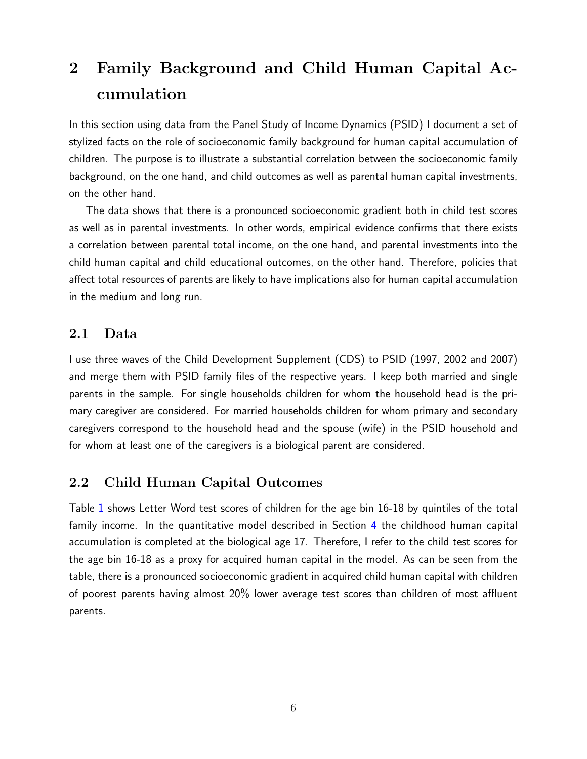# 2 Family Background and Child Human Capital Accumulation

In this section using data from the Panel Study of Income Dynamics (PSID) I document a set of stylized facts on the role of socioeconomic family background for human capital accumulation of children. The purpose is to illustrate a substantial correlation between the socioeconomic family background, on the one hand, and child outcomes as well as parental human capital investments, on the other hand.

The data shows that there is a pronounced socioeconomic gradient both in child test scores as well as in parental investments. In other words, empirical evidence confirms that there exists a correlation between parental total income, on the one hand, and parental investments into the child human capital and child educational outcomes, on the other hand. Therefore, policies that affect total resources of parents are likely to have implications also for human capital accumulation in the medium and long run.

## 2.1 Data

I use three waves of the Child Development Supplement (CDS) to PSID (1997, 2002 and 2007) and merge them with PSID family files of the respective years. I keep both married and single parents in the sample. For single households children for whom the household head is the primary caregiver are considered. For married households children for whom primary and secondary caregivers correspond to the household head and the spouse (wife) in the PSID household and for whom at least one of the caregivers is a biological parent are considered.

## 2.2 Child Human Capital Outcomes

Table 1 shows Letter Word test scores of children for the age bin 16-18 by quintiles of the total family income. In the quantitative model described in Section 4 the childhood human capital accumulation is completed at the biological age 17. Therefore, I refer to the child test scores for the age bin 16-18 as a proxy for acquired human capital in the model. As can be seen from the table, there is a pronounced socioeconomic gradient in acquired child human capital with children of poorest parents having almost 20% lower average test scores than children of most affluent parents.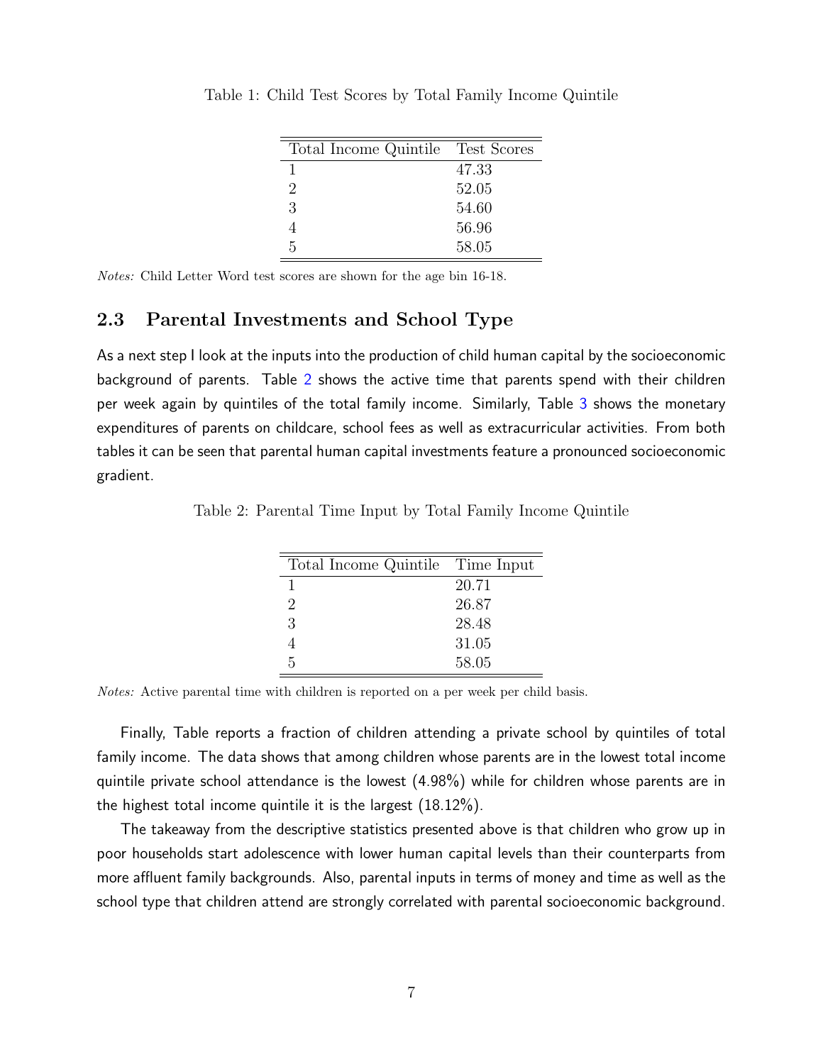Table 1: Child Test Scores by Total Family Income Quintile

| Total Income Quintile | Test Scores |
|---|---|
| 1 | 47.33 |
| 2 | 52.05 |
| 3 | 54.60 |
| 4 | 56.96 |
| 5 | 58.05 |

*Notes:* Child Letter Word test scores are shown for the age bin 16-18.

### 2.3 Parental Investments and School Type

As a next step I look at the inputs into the production of child human capital by the socioeconomic background of parents. Table 2 shows the active time that parents spend with their children per week again by quintiles of the total family income. Similarly, Table 3 shows the monetary expenditures of parents on childcare, school fees as well as extracurricular activities. From both tables it can be seen that parental human capital investments feature a pronounced socioeconomic gradient.

Table 2: Parental Time Input by Total Family Income Quintile

| Total Income Quintile | Time Input |
|---|---|
| 1 | 20.71 |
| 2 | 26.87 |
| 3 | 28.48 |
| 4 | 31.05 |
| 5 | 58.05 |

*Notes:* Active parental time with children is reported on a per week per child basis.

Finally, Table reports a fraction of children attending a private school by quintiles of total family income. The data shows that among children whose parents are in the lowest total income quintile private school attendance is the lowest (4.98%) while for children whose parents are in the highest total income quintile it is the largest (18.12%).

The takeaway from the descriptive statistics presented above is that children who grow up in poor households start adolescence with lower human capital levels than their counterparts from more affluent family backgrounds. Also, parental inputs in terms of money and time as well as the school type that children attend are strongly correlated with parental socioeconomic background.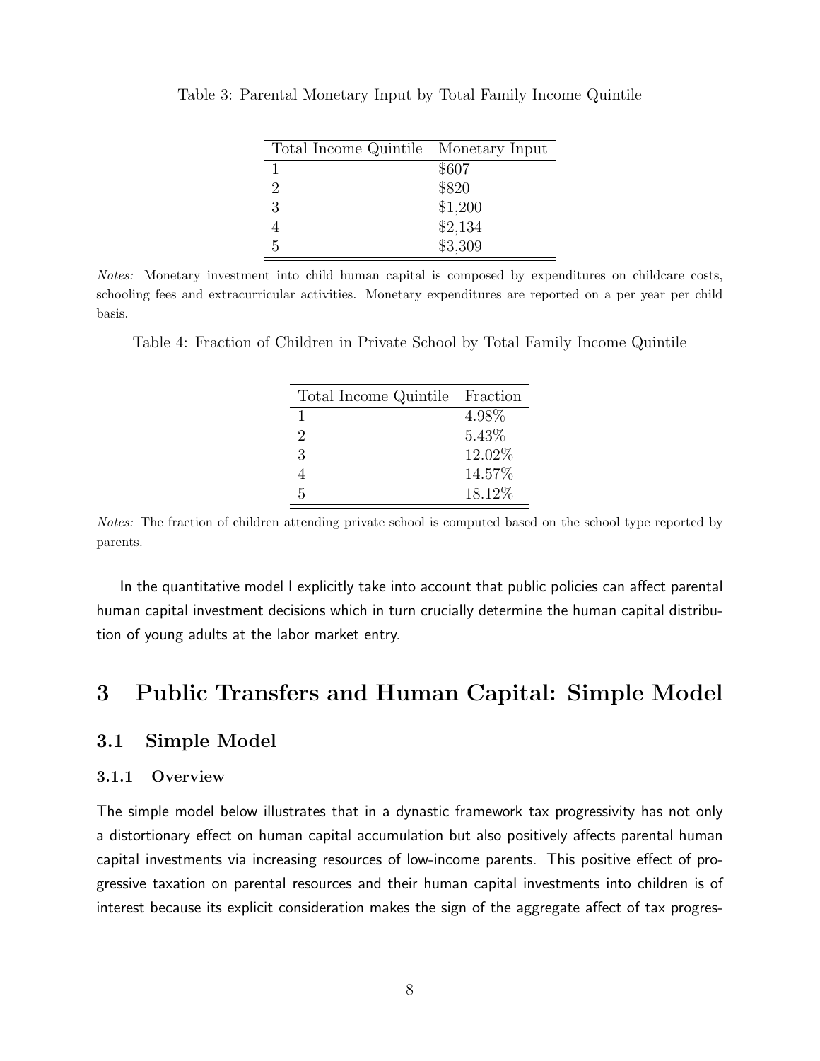Table 3: Parental Monetary Input by Total Family Income Quintile

| Total Income Quintile | Monetary Input |
|---|---|
| 1 | $607 |
| 2 | $820 |
| 3 | $1,200 |
| 4 | $2,134 |
| 5 | $3,309 |

*Notes:* Monetary investment into child human capital is composed by expenditures on childcare costs, schooling fees and extracurricular activities. Monetary expenditures are reported on a per year per child basis.

Table 4: Fraction of Children in Private School by Total Family Income Quintile

| Total Income Quintile | Fraction |
|---|---|
| 1 | 4.98% |
| 2 | 5.43% |
| 3 | 12.02% |
| 4 | 14.57% |
| 5 | 18.12% |

*Notes:* The fraction of children attending private school is computed based on the school type reported by parents.

In the quantitative model I explicitly take into account that public policies can affect parental human capital investment decisions which in turn crucially determine the human capital distribution of young adults at the labor market entry.

# 3 Public Transfers and Human Capital: Simple Model

## 3.1 Simple Model

### 3.1.1 Overview

The simple model below illustrates that in a dynastic framework tax progressivity has not only a distortionary effect on human capital accumulation but also positively affects parental human capital investments via increasing resources of low-income parents. This positive effect of progressive taxation on parental resources and their human capital investments into children is of interest because its explicit consideration makes the sign of the aggregate affect of tax progres-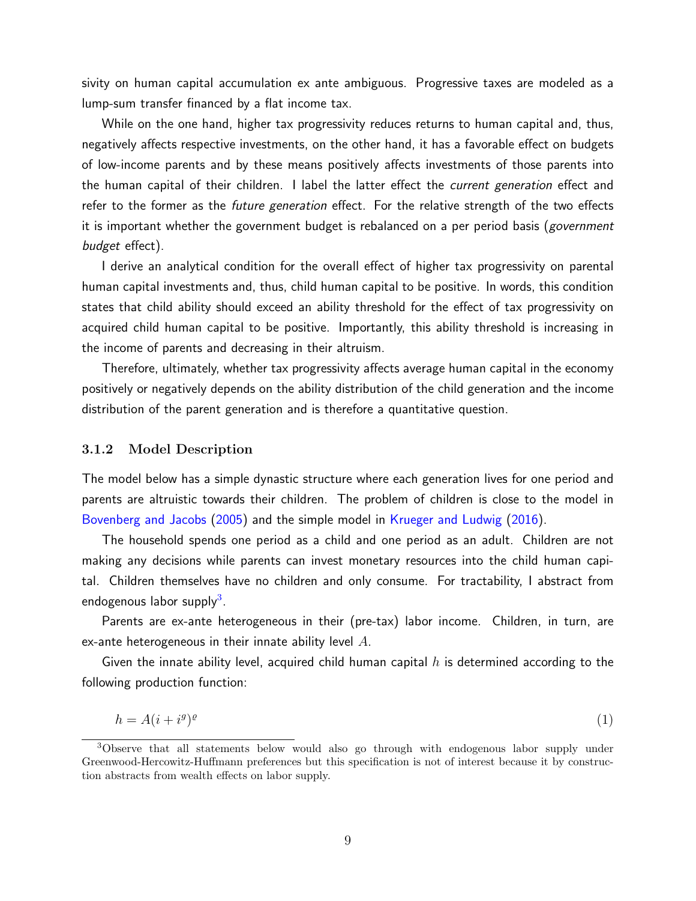sivity on human capital accumulation ex ante ambiguous. Progressive taxes are modeled as a lump-sum transfer financed by a flat income tax.

While on the one hand, higher tax progressivity reduces returns to human capital and, thus, negatively affects respective investments, on the other hand, it has a favorable effect on budgets of low-income parents and by these means positively affects investments of those parents into the human capital of their children. I label the latter effect the *current generation* effect and refer to the former as the *future generation* effect. For the relative strength of the two effects it is important whether the government budget is rebalanced on a per period basis (*government budget* effect).

I derive an analytical condition for the overall effect of higher tax progressivity on parental human capital investments and, thus, child human capital to be positive. In words, this condition states that child ability should exceed an ability threshold for the effect of tax progressivity on acquired child human capital to be positive. Importantly, this ability threshold is increasing in the income of parents and decreasing in their altruism.

Therefore, ultimately, whether tax progressivity affects average human capital in the economy positively or negatively depends on the ability distribution of the child generation and the income distribution of the parent generation and is therefore a quantitative question.

### 3.1.2 Model Description

The model below has a simple dynastic structure where each generation lives for one period and parents are altruistic towards their children. The problem of children is close to the model in Bovenberg and Jacobs (2005) and the simple model in Krueger and Ludwig (2016).

The household spends one period as a child and one period as an adult. Children are not making any decisions while parents can invest monetary resources into the child human capital. Children themselves have no children and only consume. For tractability, I abstract from endogenous labor supply[3].

Parents are ex-ante heterogeneous in their (pre-tax) labor income. Children, in turn, are ex-ante heterogeneous in their innate ability level $A$.

Given the innate ability level, acquired child human capital $h$ is determined according to the following production function:

$$h = A(i + i^g)^\varrho \tag{1}$$

[3] Observe that all statements below would also go through with endogenous labor supply under Greenwood-Hercowitz-Huffmann preferences but this specification is not of interest because it by construction abstracts from wealth effects on labor supply.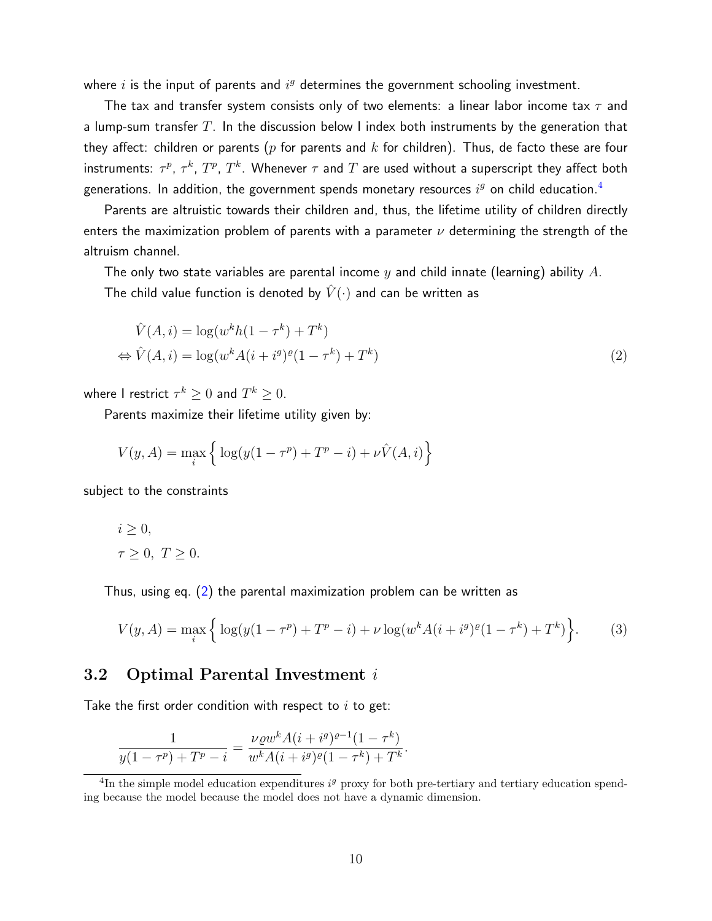where $i$ is the input of parents and $i^g$ determines the government schooling investment.

The tax and transfer system consists only of two elements: a linear labor income tax $\tau$ and a lump-sum transfer $T$. In the discussion below I index both instruments by the generation that they affect: children or parents ($p$ for parents and $k$ for children). Thus, de facto these are four instruments: $\tau^p$, $\tau^k$, $T^p$, $T^k$. Whenever $\tau$ and $T$ are used without a superscript they affect both generations. In addition, the government spends monetary resources $i^g$ on child education.[4]

Parents are altruistic towards their children and, thus, the lifetime utility of children directly enters the maximization problem of parents with a parameter $\nu$ determining the strength of the altruism channel.

The only two state variables are parental income $y$ and child innate (learning) ability $A$.

The child value function is denoted by $\hat{V}(\cdot)$ and can be written as

$$
\begin{aligned}
&\hat{V}(A,i) = \log(w^k h(1-\tau^k) + T^k) \\
\Leftrightarrow\ &\hat{V}(A,i) = \log(w^k A(i+i^g)^\varrho(1-\tau^k) + T^k)
\end{aligned}
\tag{2}
$$

where I restrict $\tau^k \geq 0$ and $T^k \geq 0$.

Parents maximize their lifetime utility given by:

$$
V(y,A) = \max_i \Big\{ \log(y(1-\tau^p) + T^p - i) + \nu \hat{V}(A,i) \Big\}
$$

subject to the constraints

$$
\begin{aligned}
&i \geq 0, \\
&\tau \geq 0,\ T \geq 0.
\end{aligned}
$$

Thus, using eq. (2) the parental maximization problem can be written as

$$
V(y,A) = \max_i \Big\{ \log(y(1-\tau^p) + T^p - i) + \nu \log(w^k A(i+i^g)^\varrho(1-\tau^k) + T^k) \Big\}. \tag{3}
$$

## 3.2 Optimal Parental Investment $i$

Take the first order condition with respect to $i$ to get:

$$
\frac{1}{y(1-\tau^p) + T^p - i} = \frac{\nu \varrho w^k A(i+i^g)^{\varrho-1}(1-\tau^k)}{w^k A(i+i^g)^\varrho(1-\tau^k) + T^k}.
$$

[4] In the simple model education expenditures $i^g$ proxy for both pre-tertiary and tertiary education spending because the model because the model does not have a dynamic dimension.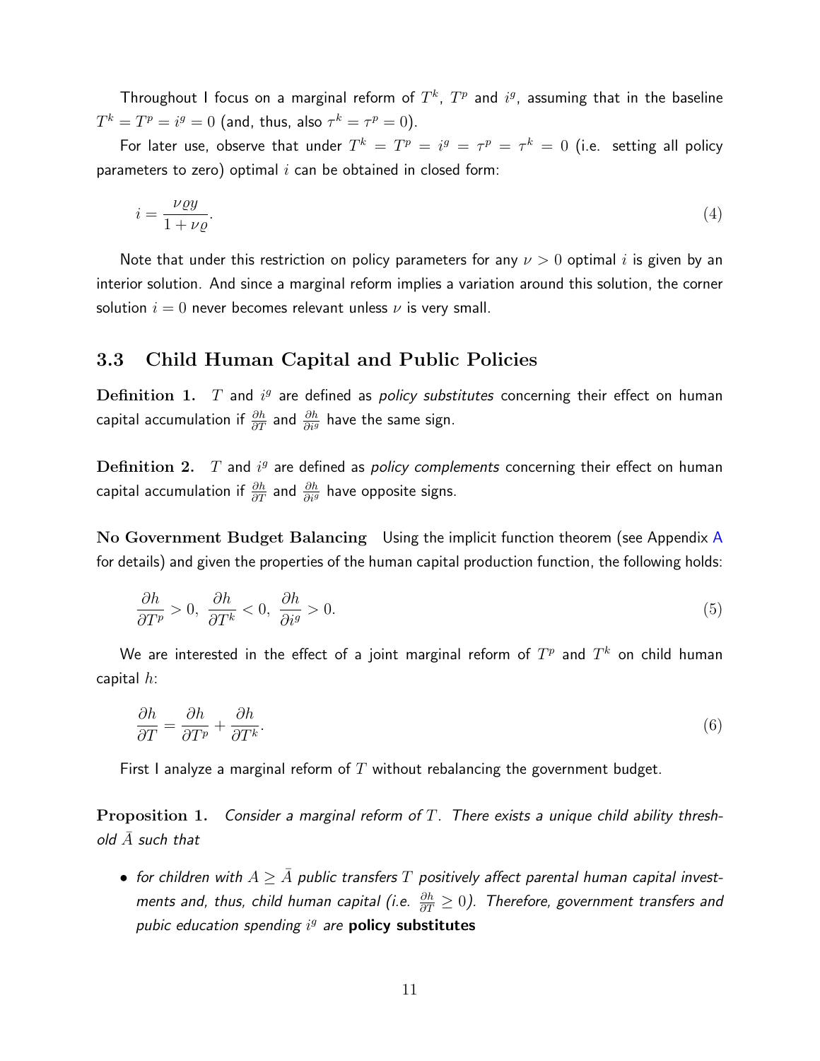Throughout I focus on a marginal reform of $T^k$, $T^p$ and $i^g$, assuming that in the baseline $T^k = T^p = i^g = 0$ (and, thus, also $\tau^k = \tau^p = 0$).

For later use, observe that under $T^k = T^p = i^g = \tau^p = \tau^k = 0$ (i.e. setting all policy parameters to zero) optimal $i$ can be obtained in closed form:

$$i = \frac{\nu \varrho y}{1 + \nu \varrho}. \tag{4}$$

Note that under this restriction on policy parameters for any $\nu > 0$ optimal $i$ is given by an interior solution. And since a marginal reform implies a variation around this solution, the corner solution $i = 0$ never becomes relevant unless $\nu$ is very small.

## 3.3 Child Human Capital and Public Policies

**Definition 1.** $T$ and $i^g$ are defined as *policy substitutes* concerning their effect on human capital accumulation if $\frac{\partial h}{\partial T}$ and $\frac{\partial h}{\partial i^g}$ have the same sign.

**Definition 2.** $T$ and $i^g$ are defined as *policy complements* concerning their effect on human capital accumulation if $\frac{\partial h}{\partial T}$ and $\frac{\partial h}{\partial i^g}$ have opposite signs.

**No Government Budget Balancing** Using the implicit function theorem (see Appendix A for details) and given the properties of the human capital production function, the following holds:

$$\frac{\partial h}{\partial T^p} > 0, \; \frac{\partial h}{\partial T^k} < 0, \; \frac{\partial h}{\partial i^g} > 0. \tag{5}$$

We are interested in the effect of a joint marginal reform of $T^p$ and $T^k$ on child human capital $h$:

$$\frac{\partial h}{\partial T} = \frac{\partial h}{\partial T^p} + \frac{\partial h}{\partial T^k}. \tag{6}$$

First I analyze a marginal reform of $T$ without rebalancing the government budget.

**Proposition 1.** *Consider a marginal reform of $T$. There exists a unique child ability threshold $\bar{A}$ such that*

- *for children with $A \geq \bar{A}$ public transfers $T$ positively affect parental human capital investments and, thus, child human capital (i.e. $\frac{\partial h}{\partial T} \geq 0$). Therefore, government transfers and pubic education spending $i^g$ are* **policy substitutes**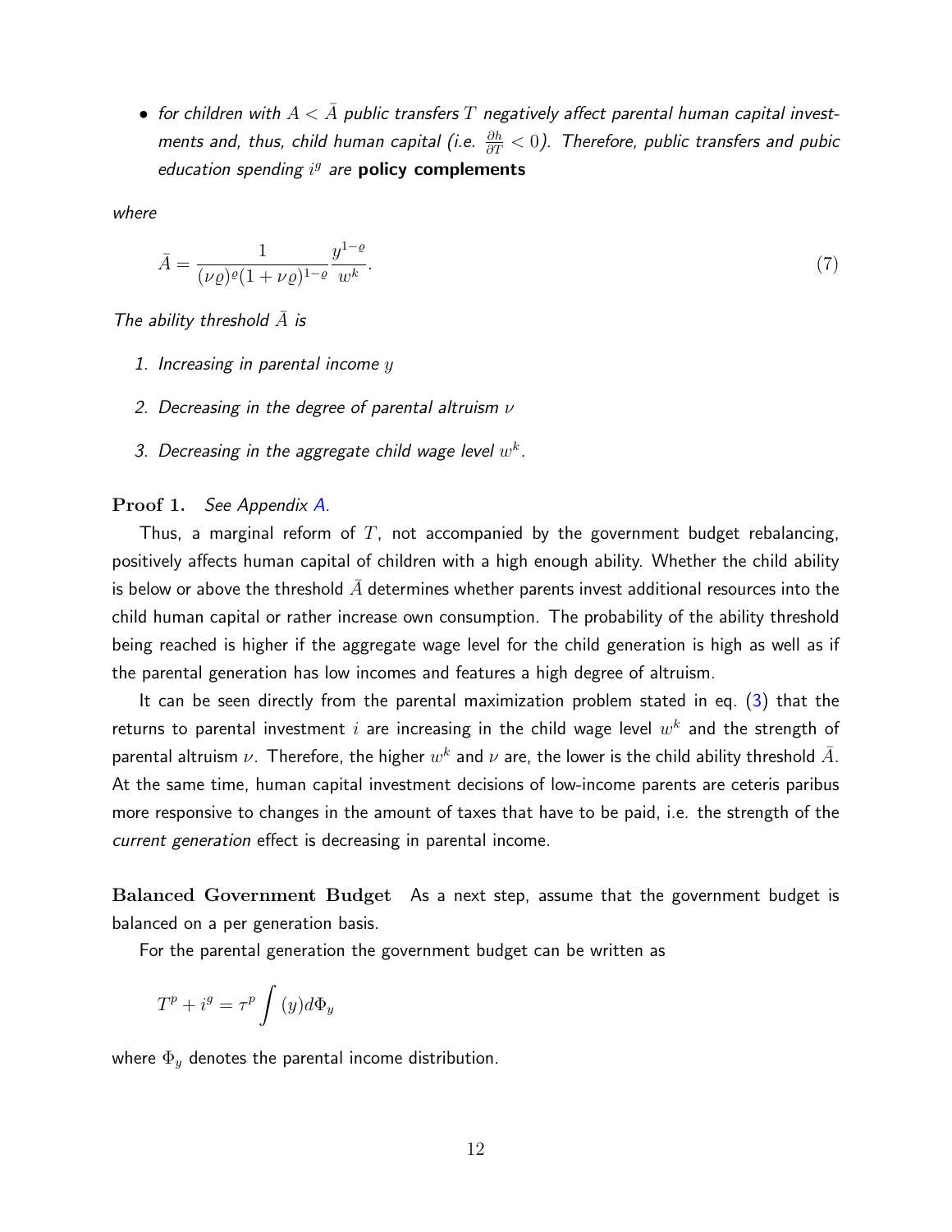- *for children with $A < \bar{A}$ public transfers $T$ negatively affect parental human capital investments and, thus, child human capital (i.e. $\frac{\partial h}{\partial T} < 0$). Therefore, public transfers and pubic education spending $i^g$ are* **policy complements**

*where*

$$\bar{A} = \frac{1}{(\nu\varrho)^{\varrho}(1+\nu\varrho)^{1-\varrho}} \frac{y^{1-\varrho}}{w^k}. \tag{7}$$

*The ability threshold $\bar{A}$ is*

1. *Increasing in parental income $y$*
2. *Decreasing in the degree of parental altruism $\nu$*
3. *Decreasing in the aggregate child wage level $w^k$.*

**Proof 1.** *See Appendix A.*

Thus, a marginal reform of $T$, not accompanied by the government budget rebalancing, positively affects human capital of children with a high enough ability. Whether the child ability is below or above the threshold $\bar{A}$ determines whether parents invest additional resources into the child human capital or rather increase own consumption. The probability of the ability threshold being reached is higher if the aggregate wage level for the child generation is high as well as if the parental generation has low incomes and features a high degree of altruism.

It can be seen directly from the parental maximization problem stated in eq. (3) that the returns to parental investment $i$ are increasing in the child wage level $w^k$ and the strength of parental altruism $\nu$. Therefore, the higher $w^k$ and $\nu$ are, the lower is the child ability threshold $\bar{A}$. At the same time, human capital investment decisions of low-income parents are ceteris paribus more responsive to changes in the amount of taxes that have to be paid, i.e. the strength of the *current generation* effect is decreasing in parental income.

**Balanced Government Budget** As a next step, assume that the government budget is balanced on a per generation basis.

For the parental generation the government budget can be written as

$$T^p + i^g = \tau^p \int (y) d\Phi_y$$

where $\Phi_y$ denotes the parental income distribution.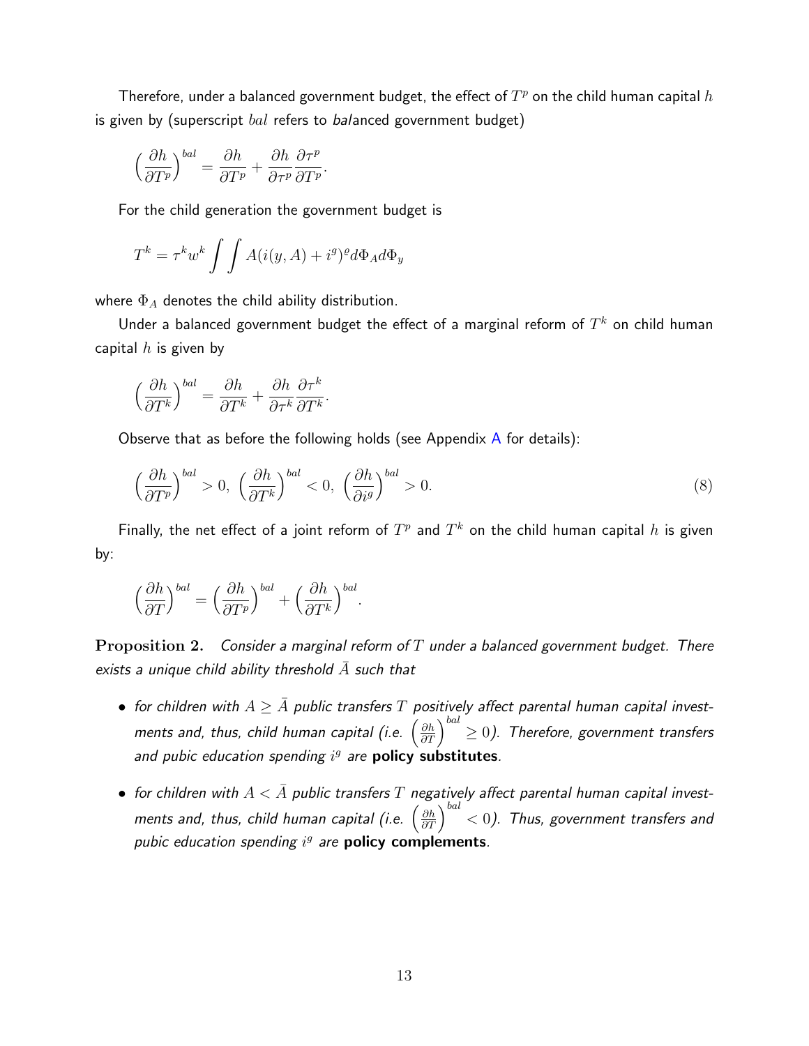Therefore, under a balanced government budget, the effect of $T^p$ on the child human capital $h$ is given by (superscript $bal$ refers to *bal*anced government budget)

$$\Big(\frac{\partial h}{\partial T^p}\Big)^{bal} = \frac{\partial h}{\partial T^p} + \frac{\partial h}{\partial \tau^p}\frac{\partial \tau^p}{\partial T^p}.$$

For the child generation the government budget is

$$T^k = \tau^k w^k \int\int A(i(y,A) + i^g)^{\varrho} d\Phi_A d\Phi_y$$

where $\Phi_A$ denotes the child ability distribution.

Under a balanced government budget the effect of a marginal reform of $T^k$ on child human capital $h$ is given by

$$\Big(\frac{\partial h}{\partial T^k}\Big)^{bal} = \frac{\partial h}{\partial T^k} + \frac{\partial h}{\partial \tau^k}\frac{\partial \tau^k}{\partial T^k}.$$

Observe that as before the following holds (see Appendix A for details):

$$\Big(\frac{\partial h}{\partial T^p}\Big)^{bal} > 0,\ \Big(\frac{\partial h}{\partial T^k}\Big)^{bal} < 0,\ \Big(\frac{\partial h}{\partial i^g}\Big)^{bal} > 0. \tag{8}$$

Finally, the net effect of a joint reform of $T^p$ and $T^k$ on the child human capital $h$ is given by:

$$\Big(\frac{\partial h}{\partial T}\Big)^{bal} = \Big(\frac{\partial h}{\partial T^p}\Big)^{bal} + \Big(\frac{\partial h}{\partial T^k}\Big)^{bal}.$$

**Proposition 2.** *Consider a marginal reform of $T$ under a balanced government budget. There exists a unique child ability threshold $\bar{A}$ such that*

- *for children with $A \geq \bar{A}$ public transfers $T$ positively affect parental human capital investments and, thus, child human capital (i.e. $\left(\frac{\partial h}{\partial T}\right)^{bal} \geq 0$). Therefore, government transfers and pubic education spending $i^g$ are* **policy substitutes**.
- *for children with $A < \bar{A}$ public transfers $T$ negatively affect parental human capital investments and, thus, child human capital (i.e. $\left(\frac{\partial h}{\partial T}\right)^{bal} < 0$). Thus, government transfers and pubic education spending $i^g$ are* **policy complements**.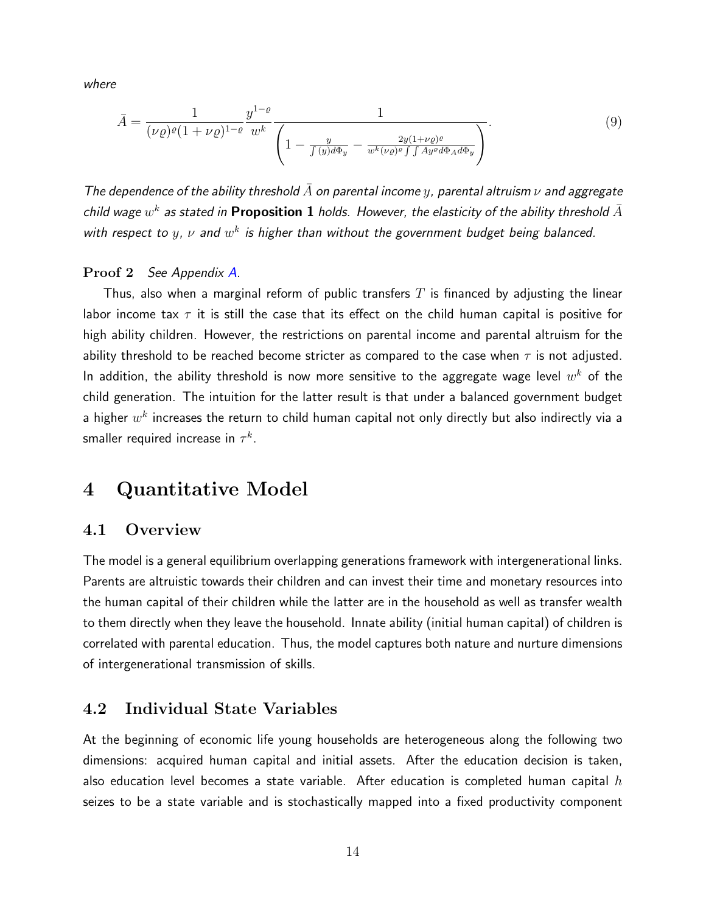*where*

$$\bar{A} = \frac{1}{(\nu\varrho)^{\varrho}(1+\nu\varrho)^{1-\varrho}} \frac{y^{1-\varrho}}{w^k} \frac{1}{\left(1 - \frac{y}{\int(y)d\Phi_y} - \frac{2y(1+\nu\varrho)^{\varrho}}{w^k(\nu\varrho)^{\varrho}\int\int Ay^{\varrho}d\Phi_A d\Phi_y}\right)}. \tag{9}$$

*The dependence of the ability threshold $\bar{A}$ on parental income $y$, parental altruism $\nu$ and aggregate child wage $w^k$ as stated in* **Proposition 1** *holds. However, the elasticity of the ability threshold $\bar{A}$ with respect to $y$, $\nu$ and $w^k$ is higher than without the government budget being balanced.*

**Proof 2** *See Appendix A.*

Thus, also when a marginal reform of public transfers $T$ is financed by adjusting the linear labor income tax $\tau$ it is still the case that its effect on the child human capital is positive for high ability children. However, the restrictions on parental income and parental altruism for the ability threshold to be reached become stricter as compared to the case when $\tau$ is not adjusted. In addition, the ability threshold is now more sensitive to the aggregate wage level $w^k$ of the child generation. The intuition for the latter result is that under a balanced government budget a higher $w^k$ increases the return to child human capital not only directly but also indirectly via a smaller required increase in $\tau^k$.

# 4 Quantitative Model

## 4.1 Overview

The model is a general equilibrium overlapping generations framework with intergenerational links. Parents are altruistic towards their children and can invest their time and monetary resources into the human capital of their children while the latter are in the household as well as transfer wealth to them directly when they leave the household. Innate ability (initial human capital) of children is correlated with parental education. Thus, the model captures both nature and nurture dimensions of intergenerational transmission of skills.

## 4.2 Individual State Variables

At the beginning of economic life young households are heterogeneous along the following two dimensions: acquired human capital and initial assets. After the education decision is taken, also education level becomes a state variable. After education is completed human capital $h$ seizes to be a state variable and is stochastically mapped into a fixed productivity component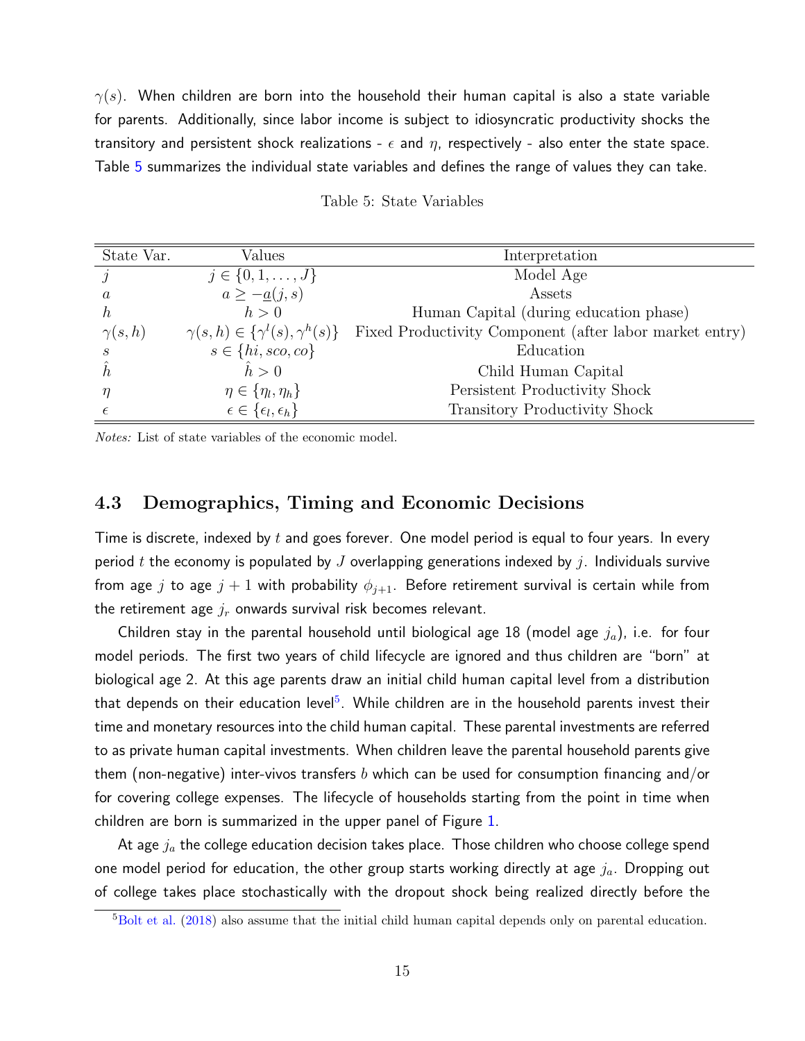$\gamma(s)$. When children are born into the household their human capital is also a state variable for parents. Additionally, since labor income is subject to idiosyncratic productivity shocks the transitory and persistent shock realizations - $\epsilon$ and $\eta$, respectively - also enter the state space. Table 5 summarizes the individual state variables and defines the range of values they can take.

Table 5: State Variables

| State Var. | Values | Interpretation |
|---|---|---|
| $j$ | $j \in \{0, 1, \ldots, J\}$ | Model Age |
| $a$ | $a \geq -\underline{a}(j, s)$ | Assets |
| $h$ | $h > 0$ | Human Capital (during education phase) |
| $\gamma(s, h)$ | $\gamma(s, h) \in \{\gamma^l(s), \gamma^h(s)\}$ | Fixed Productivity Component (after labor market entry) |
| $s$ | $s \in \{hi, sco, co\}$ | Education |
| $\hat{h}$ | $\hat{h} > 0$ | Child Human Capital |
| $\eta$ | $\eta \in \{\eta_l, \eta_h\}$ | Persistent Productivity Shock |
| $\epsilon$ | $\epsilon \in \{\epsilon_l, \epsilon_h\}$ | Transitory Productivity Shock |

*Notes:* List of state variables of the economic model.

## 4.3 Demographics, Timing and Economic Decisions

Time is discrete, indexed by $t$ and goes forever. One model period is equal to four years. In every period $t$ the economy is populated by $J$ overlapping generations indexed by $j$. Individuals survive from age $j$ to age $j + 1$ with probability $\phi_{j+1}$. Before retirement survival is certain while from the retirement age $j_r$ onwards survival risk becomes relevant.

Children stay in the parental household until biological age 18 (model age $j_a$), i.e. for four model periods. The first two years of child lifecycle are ignored and thus children are "born" at biological age 2. At this age parents draw an initial child human capital level from a distribution that depends on their education level[5]. While children are in the household parents invest their time and monetary resources into the child human capital. These parental investments are referred to as private human capital investments. When children leave the parental household parents give them (non-negative) inter-vivos transfers $b$ which can be used for consumption financing and/or for covering college expenses. The lifecycle of households starting from the point in time when children are born is summarized in the upper panel of Figure 1.

At age $j_a$ the college education decision takes place. Those children who choose college spend one model period for education, the other group starts working directly at age $j_a$. Dropping out of college takes place stochastically with the dropout shock being realized directly before the

[5] Bolt et al. (2018) also assume that the initial child human capital depends only on parental education.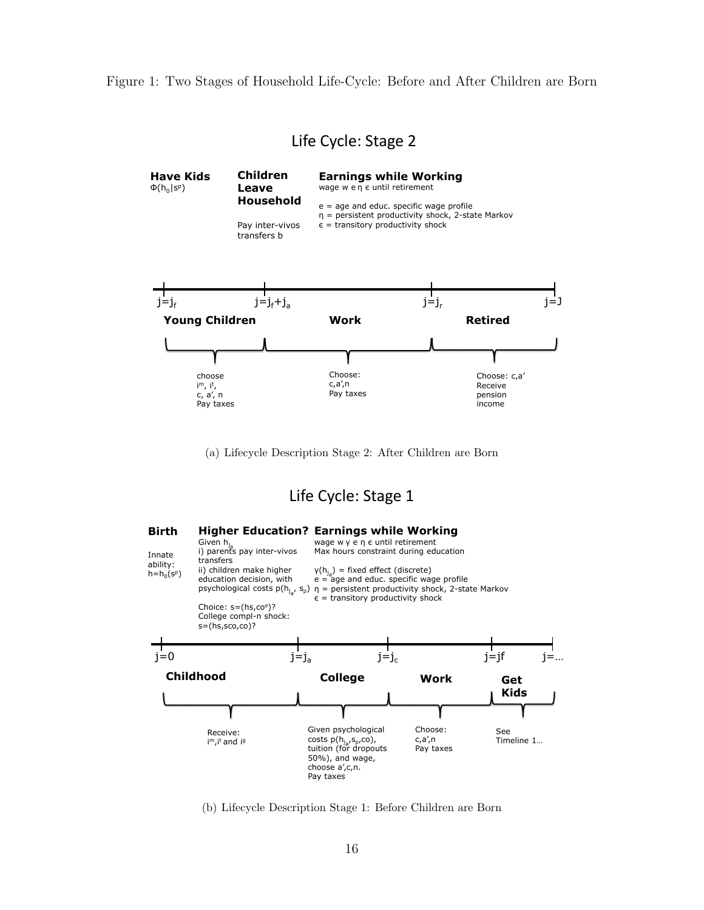Figure 1: Two Stages of Household Life-Cycle: Before and After Children are Born

## Life Cycle: Stage 2

**Have Kids**
$\Phi(h_0|s^p)$

**Children Leave Household**
Pay inter-vivos transfers b

**Earnings while Working**
wage w e η ϵ until retirement

e = age and educ. specific wage profile
η = persistent productivity shock, 2-state Markov
ϵ = transitory productivity shock

$j=j_f$ — $j=j_f+j_a$ — $j=j_r$ — $j=J$

**Young Children**: choose $i^m$, $i^t$, c, a′, n. Pay taxes

**Work**: Choose: c,a′,n. Pay taxes

**Retired**: Choose: c,a′. Receive pension income

(a) Lifecycle Description Stage 2: After Children are Born

## Life Cycle: Stage 1

**Birth**
Innate ability: $h=h_0(s^p)$

**Higher Education?**
Given $h_{j_a}$
i) parents pay inter-vivos transfers
ii) children make higher education decision, with psychological costs $p(h_{j_a}, s_p)$

Choice: $s=(hs,co^e)$?
College compl-n shock: s=(hs,sco,co)?

**Earnings while Working**
wage w γ e η ϵ until retirement
Max hours constraint during education

$\gamma(h_{j_a})$ = fixed effect (discrete)
e = age and educ. specific wage profile
η = persistent productivity shock, 2-state Markov
ϵ = transitory productivity shock

$j=0$ — $j=j_a$ — $j=j_c$ — $j=jf$ — $j=\ldots$

**Childhood**: Receive: $i^m$, $i^t$ and $i^g$

**College**: Given psychological costs $p(h_{j_a}, s_p, co)$, tuition (for dropouts 50%), and wage, choose a′,c,n. Pay taxes

**Work**: Choose: c,a′,n. Pay taxes

**Get Kids**: See Timeline 1...

(b) Lifecycle Description Stage 1: Before Children are Born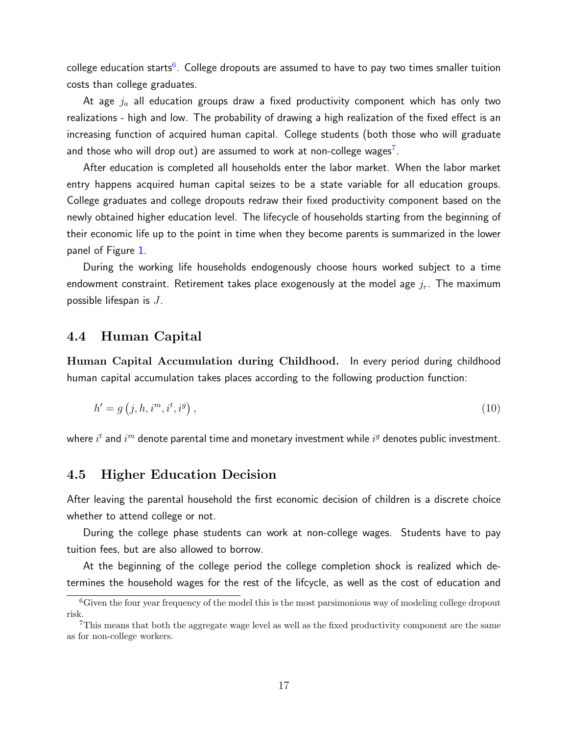college education starts[6]. College dropouts are assumed to have to pay two times smaller tuition costs than college graduates.

At age $j_a$ all education groups draw a fixed productivity component which has only two realizations - high and low. The probability of drawing a high realization of the fixed effect is an increasing function of acquired human capital. College students (both those who will graduate and those who will drop out) are assumed to work at non-college wages[7].

After education is completed all households enter the labor market. When the labor market entry happens acquired human capital seizes to be a state variable for all education groups. College graduates and college dropouts redraw their fixed productivity component based on the newly obtained higher education level. The lifecycle of households starting from the beginning of their economic life up to the point in time when they become parents is summarized in the lower panel of Figure 1.

During the working life households endogenously choose hours worked subject to a time endowment constraint. Retirement takes place exogenously at the model age $j_r$. The maximum possible lifespan is $J$.

## 4.4 Human Capital

**Human Capital Accumulation during Childhood.** In every period during childhood human capital accumulation takes places according to the following production function:

$$h' = g\left(j, h, i^m, i^t, i^g\right), \tag{10}$$

where $i^t$ and $i^m$ denote parental time and monetary investment while $i^g$ denotes public investment.

## 4.5 Higher Education Decision

After leaving the parental household the first economic decision of children is a discrete choice whether to attend college or not.

During the college phase students can work at non-college wages. Students have to pay tuition fees, but are also allowed to borrow.

At the beginning of the college period the college completion shock is realized which determines the household wages for the rest of the lifcycle, as well as the cost of education and

[6] Given the four year frequency of the model this is the most parsimonious way of modeling college dropout risk.

[7] This means that both the aggregate wage level as well as the fixed productivity component are the same as for non-college workers.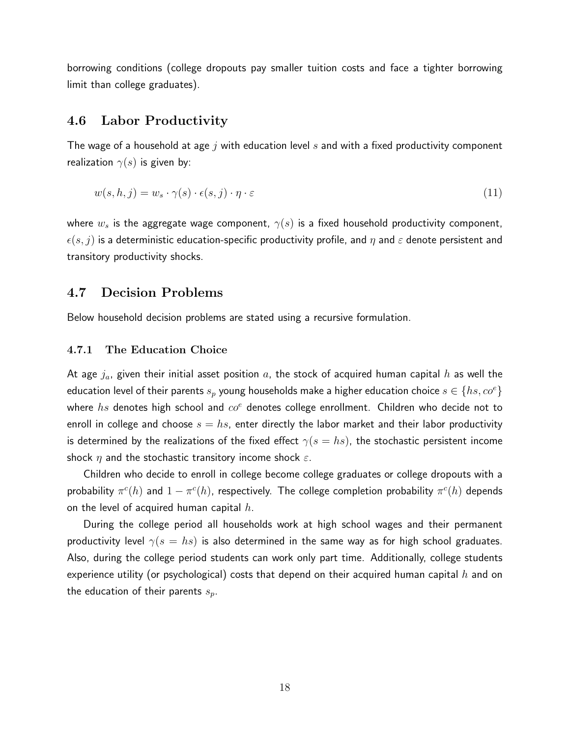borrowing conditions (college dropouts pay smaller tuition costs and face a tighter borrowing limit than college graduates).

## 4.6 Labor Productivity

The wage of a household at age $j$ with education level $s$ and with a fixed productivity component realization $\gamma(s)$ is given by:

$$w(s, h, j) = w_s \cdot \gamma(s) \cdot \epsilon(s, j) \cdot \eta \cdot \varepsilon \tag{11}$$

where $w_s$ is the aggregate wage component, $\gamma(s)$ is a fixed household productivity component, $\epsilon(s, j)$ is a deterministic education-specific productivity profile, and $\eta$ and $\varepsilon$ denote persistent and transitory productivity shocks.

## 4.7 Decision Problems

Below household decision problems are stated using a recursive formulation.

### 4.7.1 The Education Choice

At age $j_a$, given their initial asset position $a$, the stock of acquired human capital $h$ as well the education level of their parents $s_p$ young households make a higher education choice $s \in \{hs, co^e\}$ where $hs$ denotes high school and $co^e$ denotes college enrollment. Children who decide not to enroll in college and choose $s = hs$, enter directly the labor market and their labor productivity is determined by the realizations of the fixed effect $\gamma(s = hs)$, the stochastic persistent income shock $\eta$ and the stochastic transitory income shock $\varepsilon$.

Children who decide to enroll in college become college graduates or college dropouts with a probability $\pi^c(h)$ and $1 - \pi^c(h)$, respectively. The college completion probability $\pi^c(h)$ depends on the level of acquired human capital $h$.

During the college period all households work at high school wages and their permanent productivity level $\gamma(s = hs)$ is also determined in the same way as for high school graduates. Also, during the college period students can work only part time. Additionally, college students experience utility (or psychological) costs that depend on their acquired human capital $h$ and on the education of their parents $s_p$.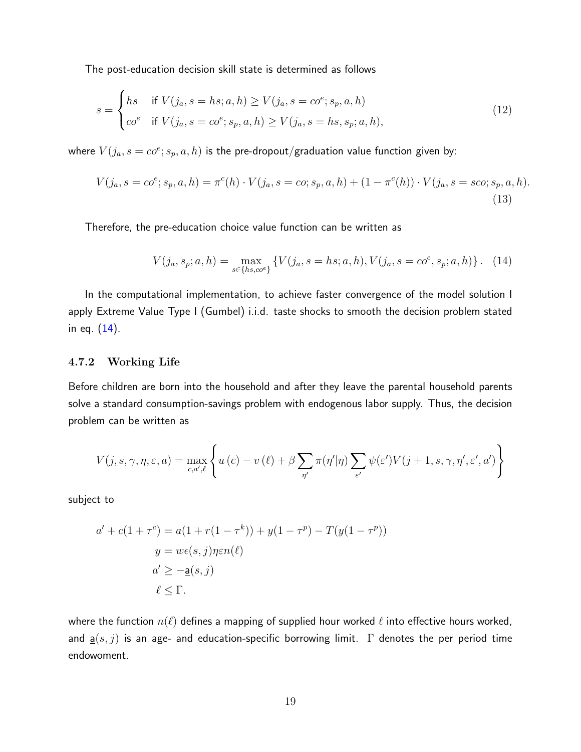The post-education decision skill state is determined as follows

$$
s = \begin{cases} hs & \text{if } V(j_a, s = hs; a, h) \geq V(j_a, s = co^e; s_p, a, h) \\ co^e & \text{if } V(j_a, s = co^e; s_p, a, h) \geq V(j_a, s = hs, s_p; a, h), \end{cases} \tag{12}
$$

where $V(j_a, s = co^e; s_p, a, h)$ is the pre-dropout/graduation value function given by:

$$
V(j_a, s = co^e; s_p, a, h) = \pi^c(h) \cdot V(j_a, s = co; s_p, a, h) + (1 - \pi^c(h)) \cdot V(j_a, s = sco; s_p, a, h). \tag{13}
$$

Therefore, the pre-education choice value function can be written as

$$
V(j_a, s_p; a, h) = \max_{s \in \{hs, co^e\}} \left\{ V(j_a, s = hs; a, h), V(j_a, s = co^e, s_p; a, h) \right\}. \tag{14}
$$

In the computational implementation, to achieve faster convergence of the model solution I apply Extreme Value Type I (Gumbel) i.i.d. taste shocks to smooth the decision problem stated in eq. (14).

### 4.7.2 Working Life

Before children are born into the household and after they leave the parental household parents solve a standard consumption-savings problem with endogenous labor supply. Thus, the decision problem can be written as

$$
V(j, s, \gamma, \eta, \varepsilon, a) = \max_{c, a', \ell} \left\{ u(c) - v(\ell) + \beta \sum_{\eta'} \pi(\eta' | \eta) \sum_{\varepsilon'} \psi(\varepsilon') V(j+1, s, \gamma, \eta', \varepsilon', a') \right\}
$$

subject to

$$
\begin{aligned}
a' + c(1 + \tau^c) &= a(1 + r(1 - \tau^k)) + y(1 - \tau^p) - T(y(1 - \tau^p)) \\
y &= w \epsilon(s, j) \eta \varepsilon n(\ell) \\
a' &\geq -\underline{a}(s, j) \\
\ell &\leq \Gamma.
\end{aligned}
$$

where the function $n(\ell)$ defines a mapping of supplied hour worked $\ell$ into effective hours worked, and $\underline{a}(s, j)$ is an age- and education-specific borrowing limit. $\Gamma$ denotes the per period time endowoment.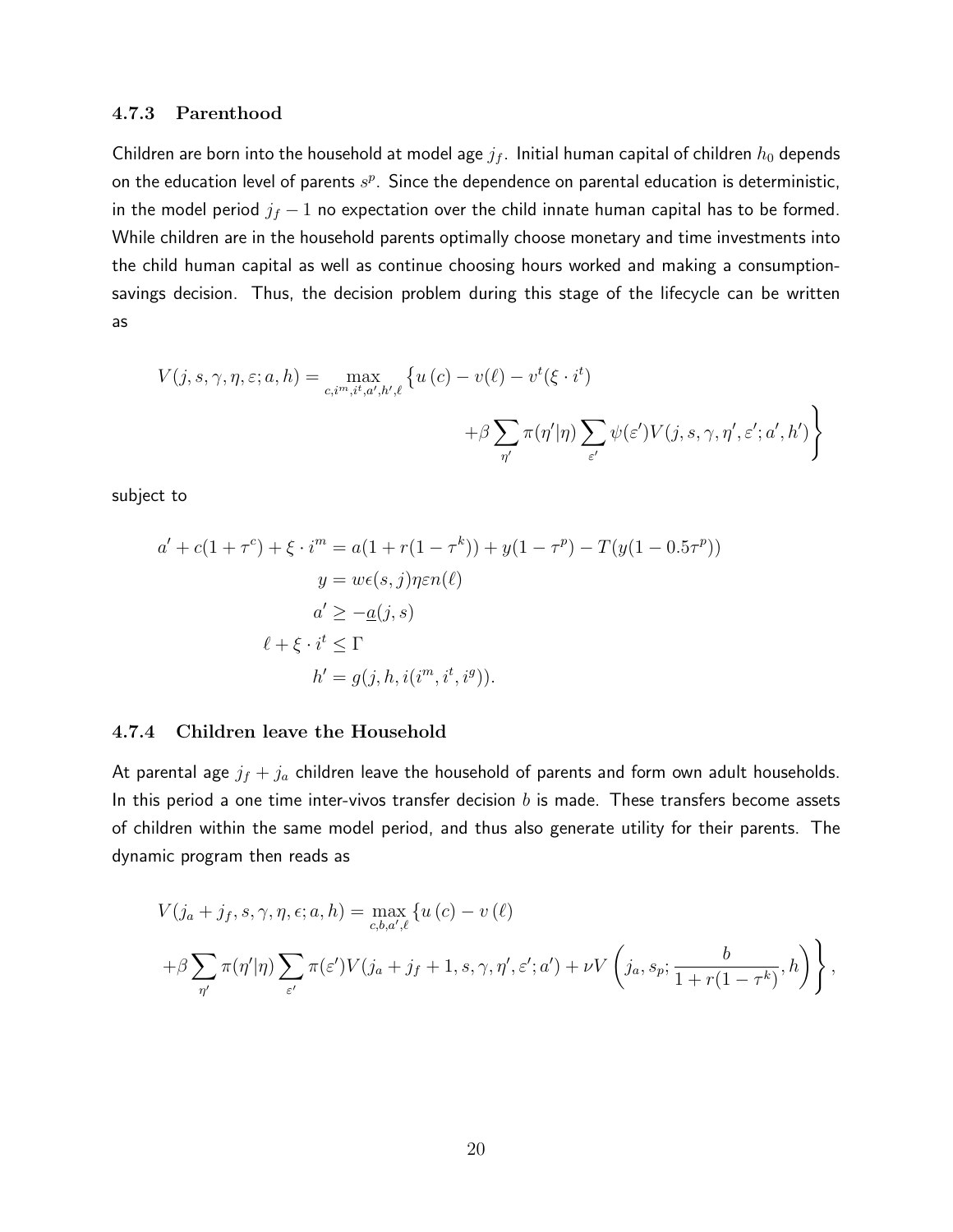### 4.7.3 Parenthood

Children are born into the household at model age $j_f$. Initial human capital of children $h_0$ depends on the education level of parents $s^p$. Since the dependence on parental education is deterministic, in the model period $j_f - 1$ no expectation over the child innate human capital has to be formed. While children are in the household parents optimally choose monetary and time investments into the child human capital as well as continue choosing hours worked and making a consumption-savings decision. Thus, the decision problem during this stage of the lifecycle can be written as

$$
\begin{aligned}
V(j, s, \gamma, \eta, \varepsilon; a, h) = \max_{c, i^m, i^t, a', h', \ell} \Big\{ & u(c) - v(\ell) - v^t(\xi \cdot i^t) \\
& + \beta \sum_{\eta'} \pi(\eta'|\eta) \sum_{\varepsilon'} \psi(\varepsilon') V(j, s, \gamma, \eta', \varepsilon'; a', h') \Big\}
\end{aligned}
$$

subject to

$$
\begin{aligned}
a' + c(1 + \tau^c) + \xi \cdot i^m &= a(1 + r(1 - \tau^k)) + y(1 - \tau^p) - T(y(1 - 0.5\tau^p)) \\
y &= w\epsilon(s, j)\eta\varepsilon n(\ell) \\
a' &\geq -\underline{a}(j, s) \\
\ell + \xi \cdot i^t &\leq \Gamma \\
h' &= g(j, h, i(i^m, i^t, i^g)).
\end{aligned}
$$

### 4.7.4 Children leave the Household

At parental age $j_f + j_a$ children leave the household of parents and form own adult households. In this period a one time inter-vivos transfer decision $b$ is made. These transfers become assets of children within the same model period, and thus also generate utility for their parents. The dynamic program then reads as

$$
\begin{aligned}
V(j_a + j_f, s, \gamma, \eta, \epsilon; a, h) = \max_{c, b, a', \ell} \{ & u(c) - v(\ell) \\
+ \beta \sum_{\eta'} \pi(\eta'|\eta) \sum_{\varepsilon'} \pi(\varepsilon') V(j_a + j_f + 1, s, \gamma, \eta', \varepsilon'; a') & + \nu V\left(j_a, s_p; \frac{b}{1 + r(1 - \tau^k)}, h\right) \Bigg\},
\end{aligned}
$$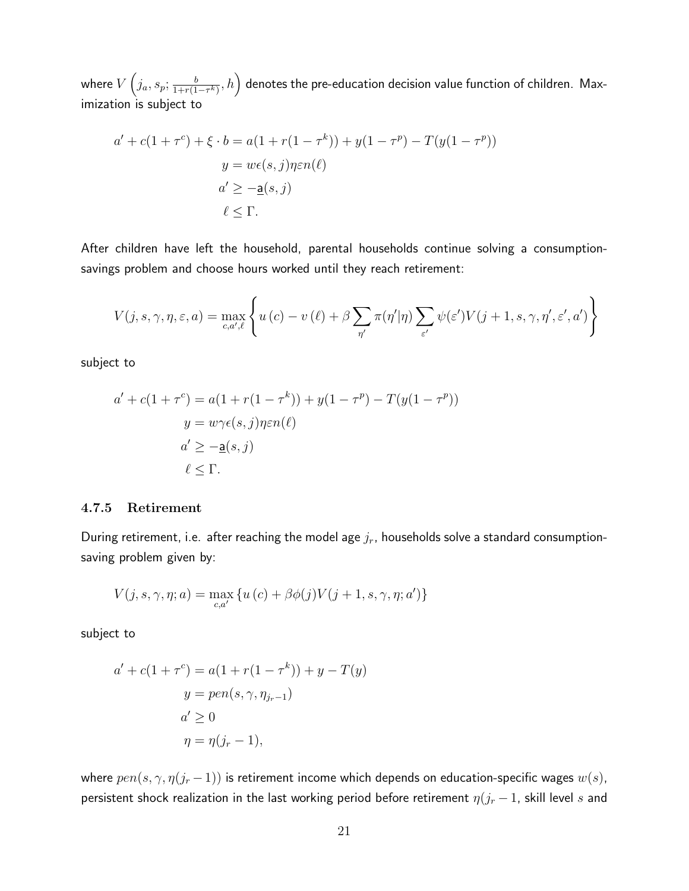where $V\left(j_a, s_p; \frac{b}{1+r(1-\tau^k)}, h\right)$ denotes the pre-education decision value function of children. Maximization is subject to

$$
\begin{aligned}
a' + c(1+\tau^c) + \xi \cdot b &= a(1 + r(1-\tau^k)) + y(1-\tau^p) - T(y(1-\tau^p)) \\
y &= w\epsilon(s,j)\eta\varepsilon n(\ell) \\
a' &\geq -\underline{\mathsf{a}}(s,j) \\
\ell &\leq \Gamma.
\end{aligned}
$$

After children have left the household, parental households continue solving a consumption-savings problem and choose hours worked until they reach retirement:

$$
V(j,s,\gamma,\eta,\varepsilon,a) = \max_{c,a',\ell}\left\{u\left(c\right) - v\left(\ell\right) + \beta\sum_{\eta'}\pi(\eta'|\eta)\sum_{\varepsilon'}\psi(\varepsilon')V(j+1,s,\gamma,\eta',\varepsilon',a')\right\}
$$

subject to

$$
\begin{aligned}
a' + c(1+\tau^c) &= a(1 + r(1-\tau^k)) + y(1-\tau^p) - T(y(1-\tau^p)) \\
y &= w\gamma\epsilon(s,j)\eta\varepsilon n(\ell) \\
a' &\geq -\underline{\mathsf{a}}(s,j) \\
\ell &\leq \Gamma.
\end{aligned}
$$

### 4.7.5 Retirement

During retirement, i.e. after reaching the model age $j_r$, households solve a standard consumption-saving problem given by:

$$
V(j,s,\gamma,\eta;a) = \max_{c,a'}\left\{u\left(c\right) + \beta\phi(j)V(j+1,s,\gamma,\eta;a')\right\}
$$

subject to

$$
\begin{aligned}
a' + c(1+\tau^c) &= a(1 + r(1-\tau^k)) + y - T(y) \\
y &= pen(s,\gamma,\eta_{j_r-1}) \\
a' &\geq 0 \\
\eta &= \eta(j_r - 1),
\end{aligned}
$$

where $pen(s,\gamma,\eta(j_r-1))$ is retirement income which depends on education-specific wages $w(s)$, persistent shock realization in the last working period before retirement $\eta(j_r - 1$, skill level $s$ and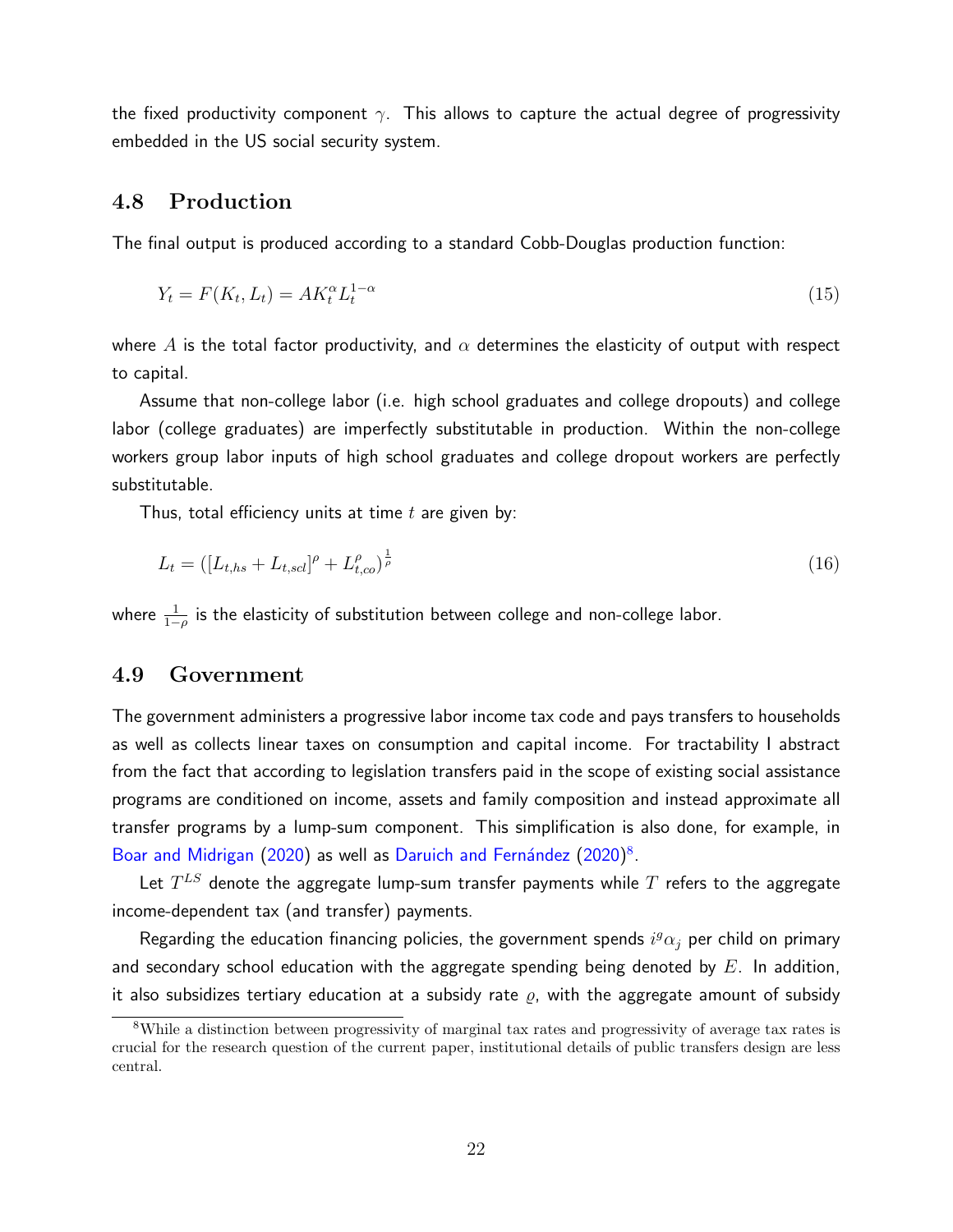the fixed productivity component $\gamma$. This allows to capture the actual degree of progressivity embedded in the US social security system.

## 4.8 Production

The final output is produced according to a standard Cobb-Douglas production function:

$$Y_t = F(K_t, L_t) = AK_t^{\alpha} L_t^{1-\alpha} \tag{15}$$

where $A$ is the total factor productivity, and $\alpha$ determines the elasticity of output with respect to capital.

Assume that non-college labor (i.e. high school graduates and college dropouts) and college labor (college graduates) are imperfectly substitutable in production. Within the non-college workers group labor inputs of high school graduates and college dropout workers are perfectly substitutable.

Thus, total efficiency units at time $t$ are given by:

$$L_t = ([L_{t,hs} + L_{t,scl}]^{\rho} + L_{t,co}^{\rho})^{\frac{1}{\rho}} \tag{16}$$

where $\frac{1}{1-\rho}$ is the elasticity of substitution between college and non-college labor.

## 4.9 Government

The government administers a progressive labor income tax code and pays transfers to households as well as collects linear taxes on consumption and capital income. For tractability I abstract from the fact that according to legislation transfers paid in the scope of existing social assistance programs are conditioned on income, assets and family composition and instead approximate all transfer programs by a lump-sum component. This simplification is also done, for example, in Boar and Midrigan (2020) as well as Daruich and Fernández (2020)[8].

Let $T^{LS}$ denote the aggregate lump-sum transfer payments while $T$ refers to the aggregate income-dependent tax (and transfer) payments.

Regarding the education financing policies, the government spends $i^g \alpha_j$ per child on primary and secondary school education with the aggregate spending being denoted by $E$. In addition, it also subsidizes tertiary education at a subsidy rate $\varrho$, with the aggregate amount of subsidy

[8] While a distinction between progressivity of marginal tax rates and progressivity of average tax rates is crucial for the research question of the current paper, institutional details of public transfers design are less central.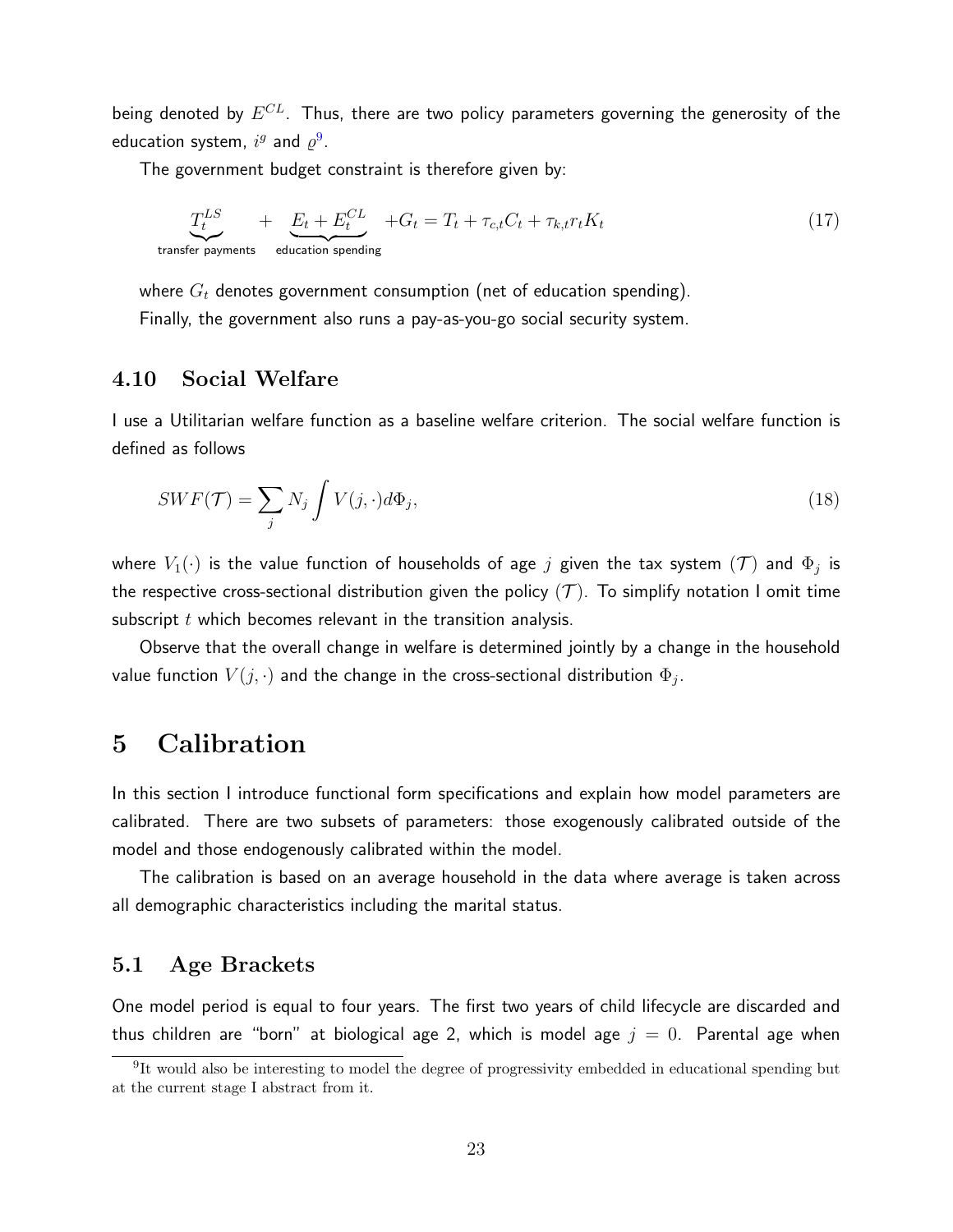being denoted by $E^{CL}$. Thus, there are two policy parameters governing the generosity of the education system, $i^g$ and $\varrho$[9].

The government budget constraint is therefore given by:

$$\underbrace{T_t^{LS}}_{\text{transfer payments}} + \underbrace{E_t + E_t^{CL}}_{\text{education spending}} + G_t = T_t + \tau_{c,t} C_t + \tau_{k,t} r_t K_t \tag{17}$$

where $G_t$ denotes government consumption (net of education spending).

Finally, the government also runs a pay-as-you-go social security system.

### 4.10 Social Welfare

I use a Utilitarian welfare function as a baseline welfare criterion. The social welfare function is defined as follows

$$SWF(\mathcal{T}) = \sum_j N_j \int V(j, \cdot) d\Phi_j, \tag{18}$$

where $V_1(\cdot)$ is the value function of households of age $j$ given the tax system $(\mathcal{T})$ and $\Phi_j$ is the respective cross-sectional distribution given the policy $(\mathcal{T})$. To simplify notation I omit time subscript $t$ which becomes relevant in the transition analysis.

Observe that the overall change in welfare is determined jointly by a change in the household value function $V(j, \cdot)$ and the change in the cross-sectional distribution $\Phi_j$.

## 5 Calibration

In this section I introduce functional form specifications and explain how model parameters are calibrated. There are two subsets of parameters: those exogenously calibrated outside of the model and those endogenously calibrated within the model.

The calibration is based on an average household in the data where average is taken across all demographic characteristics including the marital status.

### 5.1 Age Brackets

One model period is equal to four years. The first two years of child lifecycle are discarded and thus children are "born" at biological age 2, which is model age $j = 0$. Parental age when

[9]It would also be interesting to model the degree of progressivity embedded in educational spending but at the current stage I abstract from it.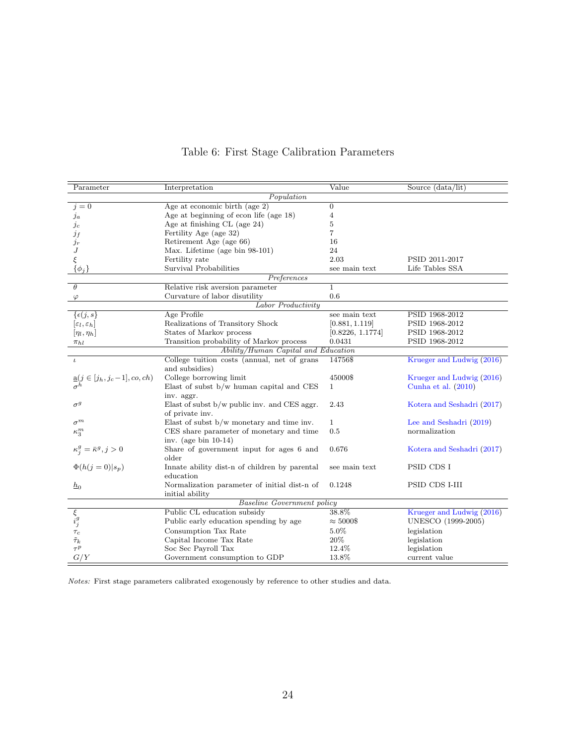Table 6: First Stage Calibration Parameters

| Parameter | Interpretation | Value | Source (data/lit) |
|---|---|---|---|
| | *Population* | | |
| $j = 0$ | Age at economic birth (age 2) | 0 | |
| $j_a$ | Age at beginning of econ life (age 18) | 4 | |
| $j_c$ | Age at finishing CL (age 24) | 5 | |
| $j_f$ | Fertility Age (age 32) | 7 | |
| $j_r$ | Retirement Age (age 66) | 16 | |
| $J$ | Max. Lifetime (age bin 98-101) | 24 | |
| $\xi$ | Fertility rate | 2.03 | PSID 2011-2017 |
| $\{\phi_j\}$ | Survival Probabilities | see main text | Life Tables SSA |
| | *Preferences* | | |
| $\theta$ | Relative risk aversion parameter | 1 | |
| $\varphi$ | Curvature of labor disutility | 0.6 | |
| | *Labor Productivity* | | |
| $\{\epsilon(j,s\}$ | Age Profile | see main text | PSID 1968-2012 |
| $[\varepsilon_l, \varepsilon_h]$ | Realizations of Transitory Shock | [0.881, 1.119] | PSID 1968-2012 |
| $[\eta_l, \eta_h]$ | States of Markov process | [0.8226, 1.1774] | PSID 1968-2012 |
| $\pi_{hl}$ | Transition probability of Markov process | 0.0431 | PSID 1968-2012 |
| | *Ability/Human Capital and Education* | | |
| $\iota$ | College tuition costs (annual, net of grans and subsidies) | 14756$ | Krueger and Ludwig (2016) |
| $\underline{a}(j \in [j_h, j_c - 1], co, ch)$ | College borrowing limit | 45000$ | Krueger and Ludwig (2016) |
| $\sigma^h$ | Elast of subst b/w human capital and CES inv. aggr. | 1 | Cunha et al. (2010) |
| $\sigma^g$ | Elast of subst b/w public inv. and CES aggr. of private inv. | 2.43 | Kotera and Seshadri (2017) |
| $\sigma^m$ | Elast of subst b/w monetary and time inv. | 1 | Lee and Seshadri (2019) |
| $\kappa_3^m$ | CES share parameter of monetary and time inv. (age bin 10-14) | 0.5 | normalization |
| $\kappa_j^g = \bar{\kappa}^g, j > 0$ | Share of government input for ages 6 and older | 0.676 | Kotera and Seshadri (2017) |
| $\Phi(h(j=0)\|s_p)$ | Innate ability dist-n of children by parental education | see main text | PSID CDS I |
| $\underline{h}_0$ | Normalization parameter of initial dist-n of initial ability | 0.1248 | PSID CDS I-III |
| | *Baseline Government policy* | | |
| $\xi$ | Public CL education subsidy | 38.8% | Krueger and Ludwig (2016) |
| $i_j^g$ | Public early education spending by age | $\approx$ 5000$ | UNESCO (1999-2005) |
| $\tau_c$ | Consumption Tax Rate | 5.0% | legislation |
| $\bar{\tau}_k$ | Capital Income Tax Rate | 20% | legislation |
| $\tau^p$ | Soc Sec Payroll Tax | 12.4% | legislation |
| $G/Y$ | Government consumption to GDP | 13.8% | current value |

*Notes:* First stage parameters calibrated exogenously by reference to other studies and data.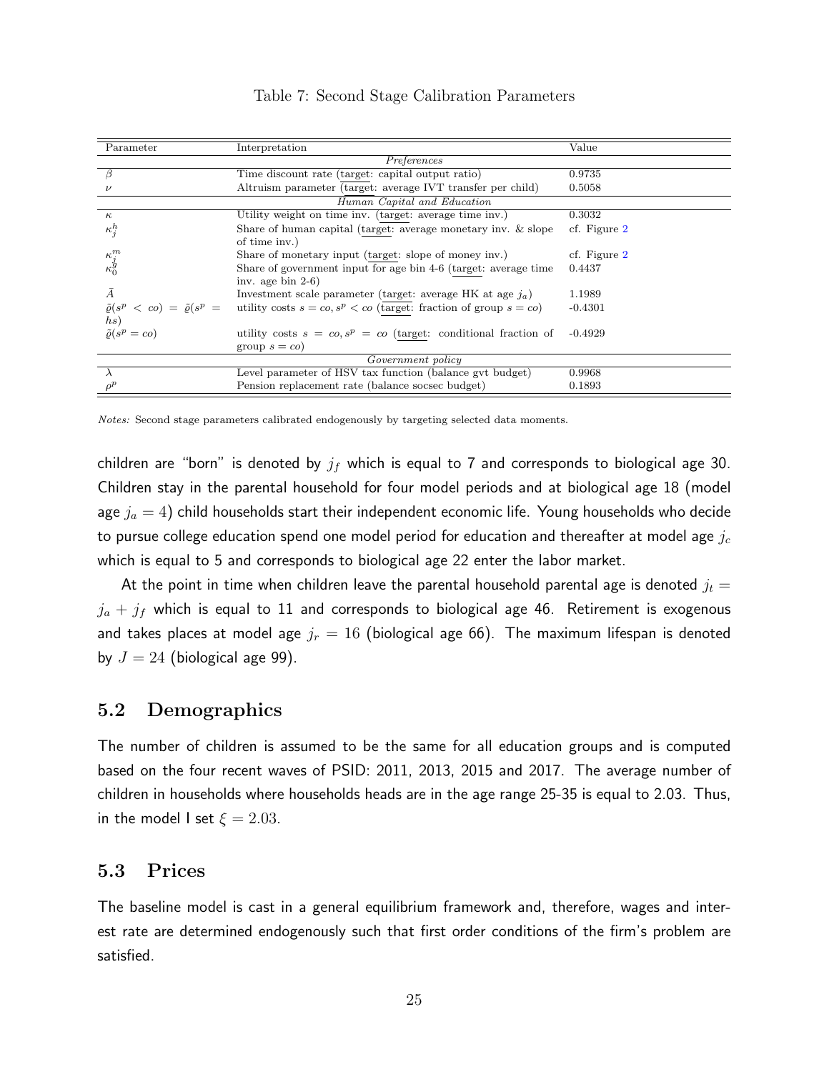Table 7: Second Stage Calibration Parameters

| Parameter | Interpretation | Value |
|---|---|---|
| *Preferences* | | |
| $\beta$ | Time discount rate (target: capital output ratio) | 0.9735 |
| $\nu$ | Altruism parameter (target: average IVT transfer per child) | 0.5058 |
| *Human Capital and Education* | | |
| $\kappa$ | Utility weight on time inv. (target: average time inv.) | 0.3032 |
| $\kappa_j^h$ | Share of human capital (target: average monetary inv. & slope of time inv.) | cf. Figure 2 |
| $\kappa_j^m$ | Share of monetary input (target: slope of money inv.) | cf. Figure 2 |
| $\kappa_0^g$ | Share of government input for age bin 4-6 (target: average time inv. age bin 2-6) | 0.4437 |
| $\bar{A}$ | Investment scale parameter (target: average HK at age $j_a$) | 1.1989 |
| $\bar{\varrho}(s^p < co) = \bar{\varrho}(s^p = hs)$ | utility costs $s = co, s^p < co$ (target: fraction of group $s = co$) | -0.4301 |
| $\bar{\varrho}(s^p = co)$ | utility costs $s = co, s^p = co$ (target: conditional fraction of group $s = co$) | -0.4929 |
| *Government policy* | | |
| $\lambda$ | Level parameter of HSV tax function (balance gvt budget) | 0.9968 |
| $\rho^p$ | Pension replacement rate (balance socsec budget) | 0.1893 |

*Notes:* Second stage parameters calibrated endogenously by targeting selected data moments.

children are "born" is denoted by $j_f$ which is equal to 7 and corresponds to biological age 30. Children stay in the parental household for four model periods and at biological age 18 (model age $j_a = 4$) child households start their independent economic life. Young households who decide to pursue college education spend one model period for education and thereafter at model age $j_c$ which is equal to 5 and corresponds to biological age 22 enter the labor market.

At the point in time when children leave the parental household parental age is denoted $j_t = j_a + j_f$ which is equal to 11 and corresponds to biological age 46. Retirement is exogenous and takes places at model age $j_r = 16$ (biological age 66). The maximum lifespan is denoted by $J = 24$ (biological age 99).

## 5.2 Demographics

The number of children is assumed to be the same for all education groups and is computed based on the four recent waves of PSID: 2011, 2013, 2015 and 2017. The average number of children in households where households heads are in the age range 25-35 is equal to 2.03. Thus, in the model I set $\xi = 2.03$.

## 5.3 Prices

The baseline model is cast in a general equilibrium framework and, therefore, wages and interest rate are determined endogenously such that first order conditions of the firm's problem are satisfied.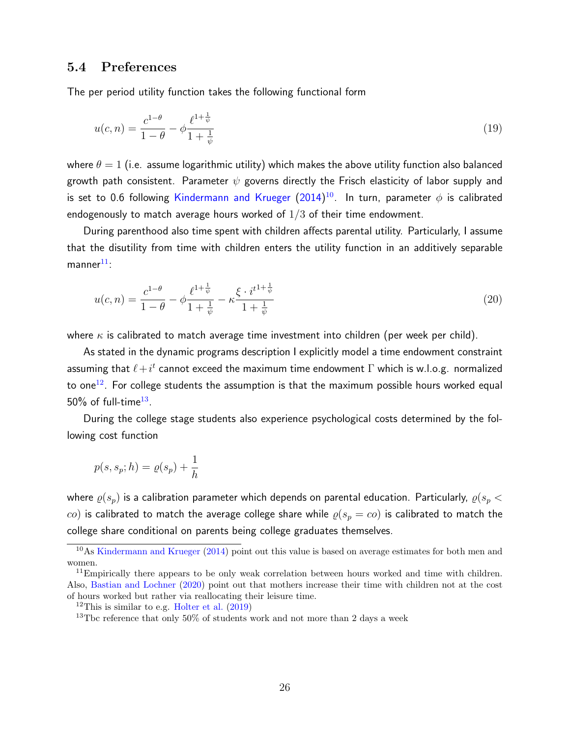### 5.4 Preferences

The per period utility function takes the following functional form

$$u(c,n) = \frac{c^{1-\theta}}{1-\theta} - \phi \frac{\ell^{1+\frac{1}{\psi}}}{1+\frac{1}{\psi}} \tag{19}$$

where $\theta = 1$ (i.e. assume logarithmic utility) which makes the above utility function also balanced growth path consistent. Parameter $\psi$ governs directly the Frisch elasticity of labor supply and is set to 0.6 following Kindermann and Krueger (2014)[10]. In turn, parameter $\phi$ is calibrated endogenously to match average hours worked of $1/3$ of their time endowment.

During parenthood also time spent with children affects parental utility. Particularly, I assume that the disutility from time with children enters the utility function in an additively separable manner[11]:

$$u(c,n) = \frac{c^{1-\theta}}{1-\theta} - \phi \frac{\ell^{1+\frac{1}{\psi}}}{1+\frac{1}{\psi}} - \kappa \frac{\xi \cdot {i^t}^{1+\frac{1}{\psi}}}{1+\frac{1}{\psi}} \tag{20}$$

where $\kappa$ is calibrated to match average time investment into children (per week per child).

As stated in the dynamic programs description I explicitly model a time endowment constraint assuming that $\ell + i^t$ cannot exceed the maximum time endowment $\Gamma$ which is w.l.o.g. normalized to one[12]. For college students the assumption is that the maximum possible hours worked equal 50% of full-time[13].

During the college stage students also experience psychological costs determined by the following cost function

$$p(s, s_p; h) = \varrho(s_p) + \frac{1}{h}$$

where $\varrho(s_p)$ is a calibration parameter which depends on parental education. Particularly, $\varrho(s_p < co)$ is calibrated to match the average college share while $\varrho(s_p = co)$ is calibrated to match the college share conditional on parents being college graduates themselves.

---

[10] As Kindermann and Krueger (2014) point out this value is based on average estimates for both men and women.

[11] Empirically there appears to be only weak correlation between hours worked and time with children. Also, Bastian and Lochner (2020) point out that mothers increase their time with children not at the cost of hours worked but rather via reallocating their leisure time.

[12] This is similar to e.g. Holter et al. (2019)

[13] Tbc reference that only 50% of students work and not more than 2 days a week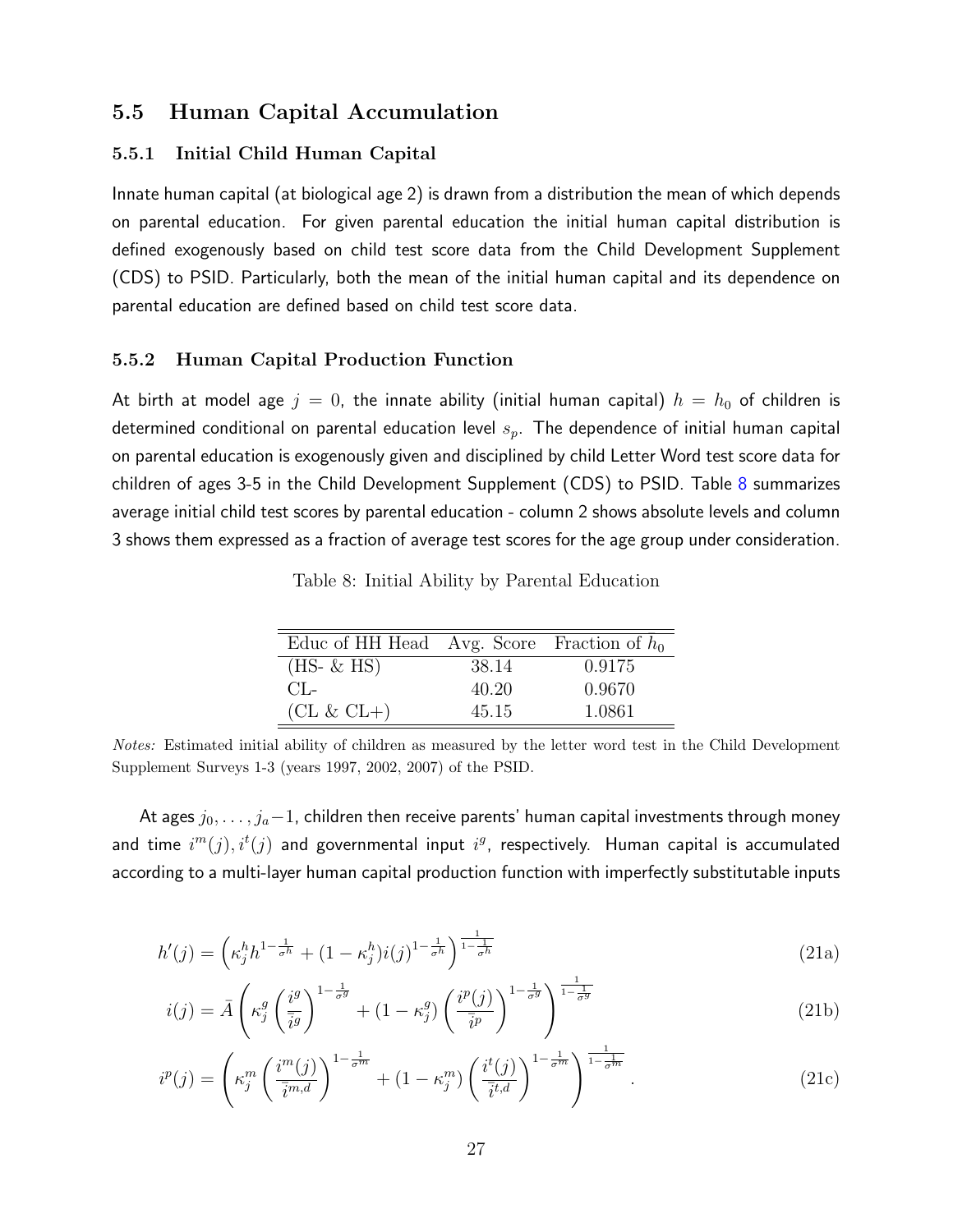## 5.5 Human Capital Accumulation

### 5.5.1 Initial Child Human Capital

Innate human capital (at biological age 2) is drawn from a distribution the mean of which depends on parental education. For given parental education the initial human capital distribution is defined exogenously based on child test score data from the Child Development Supplement (CDS) to PSID. Particularly, both the mean of the initial human capital and its dependence on parental education are defined based on child test score data.

### 5.5.2 Human Capital Production Function

At birth at model age $j = 0$, the innate ability (initial human capital) $h = h_0$ of children is determined conditional on parental education level $s_p$. The dependence of initial human capital on parental education is exogenously given and disciplined by child Letter Word test score data for children of ages 3-5 in the Child Development Supplement (CDS) to PSID. Table 8 summarizes average initial child test scores by parental education - column 2 shows absolute levels and column 3 shows them expressed as a fraction of average test scores for the age group under consideration.

Table 8: Initial Ability by Parental Education

| Educ of HH Head | Avg. Score | Fraction of $h_0$ |
|---|---|---|
| (HS- & HS) | 38.14 | 0.9175 |
| CL- | 40.20 | 0.9670 |
| (CL & CL+) | 45.15 | 1.0861 |

*Notes:* Estimated initial ability of children as measured by the letter word test in the Child Development Supplement Surveys 1-3 (years 1997, 2002, 2007) of the PSID.

At ages $j_0, \ldots, j_a - 1$, children then receive parents' human capital investments through money and time $i^m(j), i^t(j)$ and governmental input $i^g$, respectively. Human capital is accumulated according to a multi-layer human capital production function with imperfectly substitutable inputs

$$h'(j) = \left( \kappa_j^h h^{1-\frac{1}{\sigma^h}} + (1 - \kappa_j^h) i(j)^{1-\frac{1}{\sigma^h}} \right)^{\frac{1}{1-\frac{1}{\sigma^h}}} \tag{21a}$$

$$i(j) = \bar{A} \left( \kappa_j^g \left( \frac{i^g}{\bar{i}^g} \right)^{1-\frac{1}{\sigma^g}} + (1 - \kappa_j^g) \left( \frac{i^p(j)}{\bar{i}^p} \right)^{1-\frac{1}{\sigma^g}} \right)^{\frac{1}{1-\frac{1}{\sigma^g}}} \tag{21b}$$

$$i^p(j) = \left( \kappa_j^m \left( \frac{i^m(j)}{\bar{i}^{m,d}} \right)^{1-\frac{1}{\sigma^m}} + (1 - \kappa_j^m) \left( \frac{i^t(j)}{\bar{i}^{t,d}} \right)^{1-\frac{1}{\sigma^m}} \right)^{\frac{1}{1-\frac{1}{\sigma^m}}} . \tag{21c}$$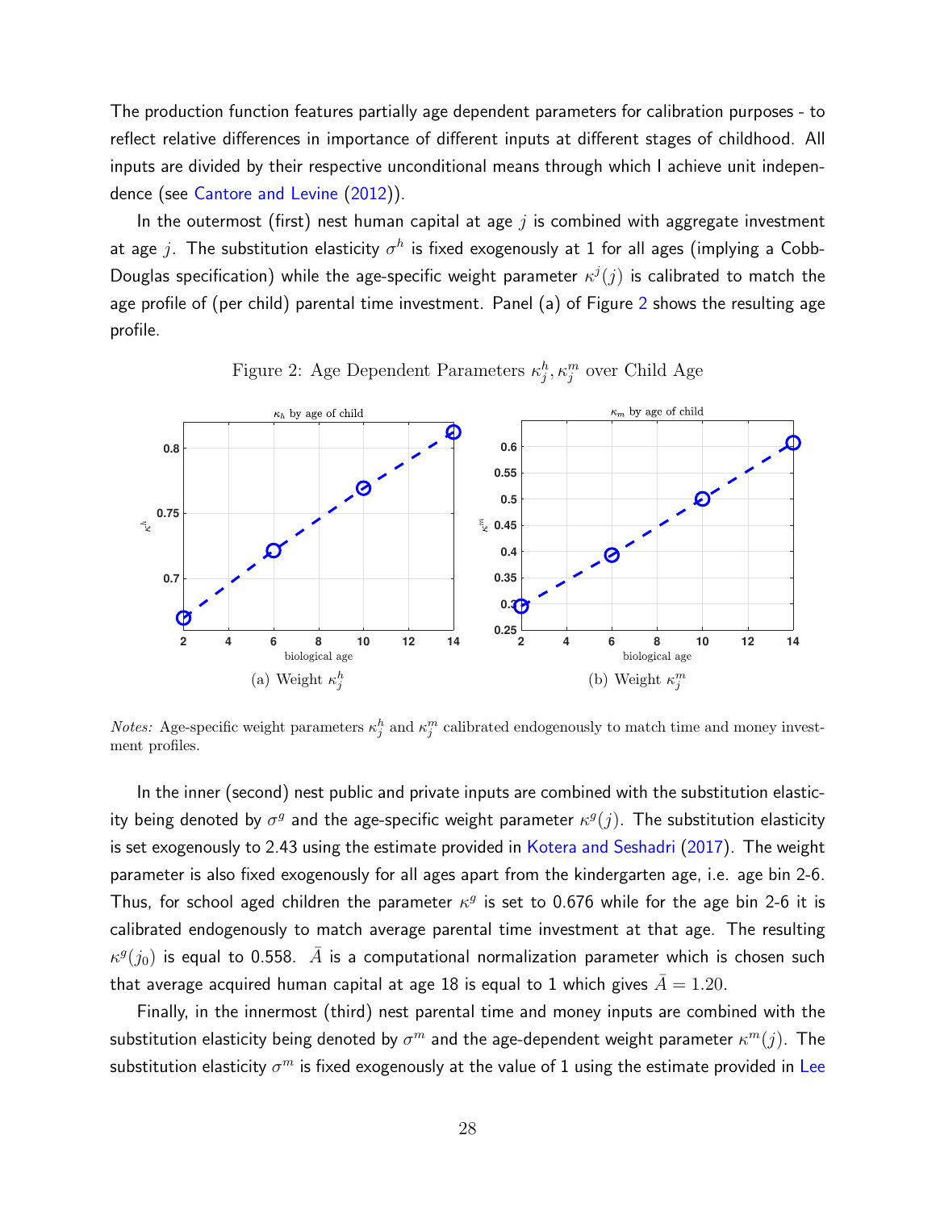The production function features partially age dependent parameters for calibration purposes - to reflect relative differences in importance of different inputs at different stages of childhood. All inputs are divided by their respective unconditional means through which I achieve unit independence (see Cantore and Levine (2012)).

In the outermost (first) nest human capital at age $j$ is combined with aggregate investment at age $j$. The substitution elasticity $\sigma^h$ is fixed exogenously at 1 for all ages (implying a Cobb-Douglas specification) while the age-specific weight parameter $\kappa^j(j)$ is calibrated to match the age profile of (per child) parental time investment. Panel (a) of Figure 2 shows the resulting age profile.

Figure 2: Age Dependent Parameters $\kappa_j^h, \kappa_j^m$ over Child Age

(a) Weight $\kappa_j^h$

(b) Weight $\kappa_j^m$

*Notes:* Age-specific weight parameters $\kappa_j^h$ and $\kappa_j^m$ calibrated endogenously to match time and money investment profiles.

In the inner (second) nest public and private inputs are combined with the substitution elasticity being denoted by $\sigma^g$ and the age-specific weight parameter $\kappa^g(j)$. The substitution elasticity is set exogenously to 2.43 using the estimate provided in Kotera and Seshadri (2017). The weight parameter is also fixed exogenously for all ages apart from the kindergarten age, i.e. age bin 2-6. Thus, for school aged children the parameter $\kappa^g$ is set to 0.676 while for the age bin 2-6 it is calibrated endogenously to match average parental time investment at that age. The resulting $\kappa^g(j_0)$ is equal to 0.558. $\bar{A}$ is a computational normalization parameter which is chosen such that average acquired human capital at age 18 is equal to 1 which gives $\bar{A} = 1.20$.

Finally, in the innermost (third) nest parental time and money inputs are combined with the substitution elasticity being denoted by $\sigma^m$ and the age-dependent weight parameter $\kappa^m(j)$. The substitution elasticity $\sigma^m$ is fixed exogenously at the value of 1 using the estimate provided in Lee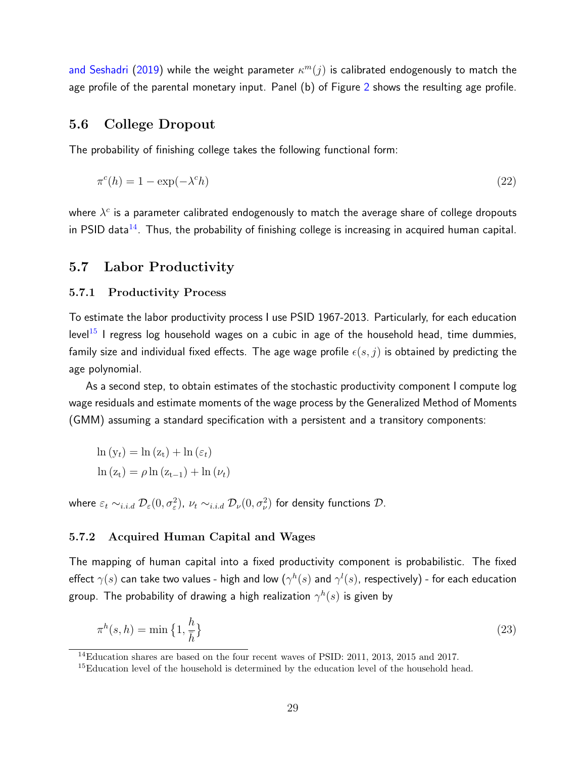and Seshadri (2019) while the weight parameter $\kappa^m(j)$ is calibrated endogenously to match the age profile of the parental monetary input. Panel (b) of Figure 2 shows the resulting age profile.

## 5.6 College Dropout

The probability of finishing college takes the following functional form:

$$\pi^c(h) = 1 - \exp(-\lambda^c h) \tag{22}$$

where $\lambda^c$ is a parameter calibrated endogenously to match the average share of college dropouts in PSID data[14]. Thus, the probability of finishing college is increasing in acquired human capital.

## 5.7 Labor Productivity

### 5.7.1 Productivity Process

To estimate the labor productivity process I use PSID 1967-2013. Particularly, for each education level[15] I regress log household wages on a cubic in age of the household head, time dummies, family size and individual fixed effects. The age wage profile $\epsilon(s,j)$ is obtained by predicting the age polynomial.

As a second step, to obtain estimates of the stochastic productivity component I compute log wage residuals and estimate moments of the wage process by the Generalized Method of Moments (GMM) assuming a standard specification with a persistent and a transitory components:

$$\ln(\mathrm{y}_t) = \ln(\mathrm{z}_\mathrm{t}) + \ln(\varepsilon_t)$$
$$\ln(\mathrm{z}_\mathrm{t}) = \rho \ln(\mathrm{z}_{\mathrm{t}-1}) + \ln(\nu_t)$$

where $\varepsilon_t \sim_{i.i.d} \mathcal{D}_\varepsilon(0, \sigma_\varepsilon^2)$, $\nu_t \sim_{i.i.d} \mathcal{D}_\nu(0, \sigma_\nu^2)$ for density functions $\mathcal{D}$.

### 5.7.2 Acquired Human Capital and Wages

The mapping of human capital into a fixed productivity component is probabilistic. The fixed effect $\gamma(s)$ can take two values - high and low ($\gamma^h(s)$ and $\gamma^l(s)$, respectively) - for each education group. The probability of drawing a high realization $\gamma^h(s)$ is given by

$$\pi^h(s,h) = \min\left\{1, \frac{h}{\bar{h}}\right\} \tag{23}$$

[14]Education shares are based on the four recent waves of PSID: 2011, 2013, 2015 and 2017.

[15]Education level of the household is determined by the education level of the household head.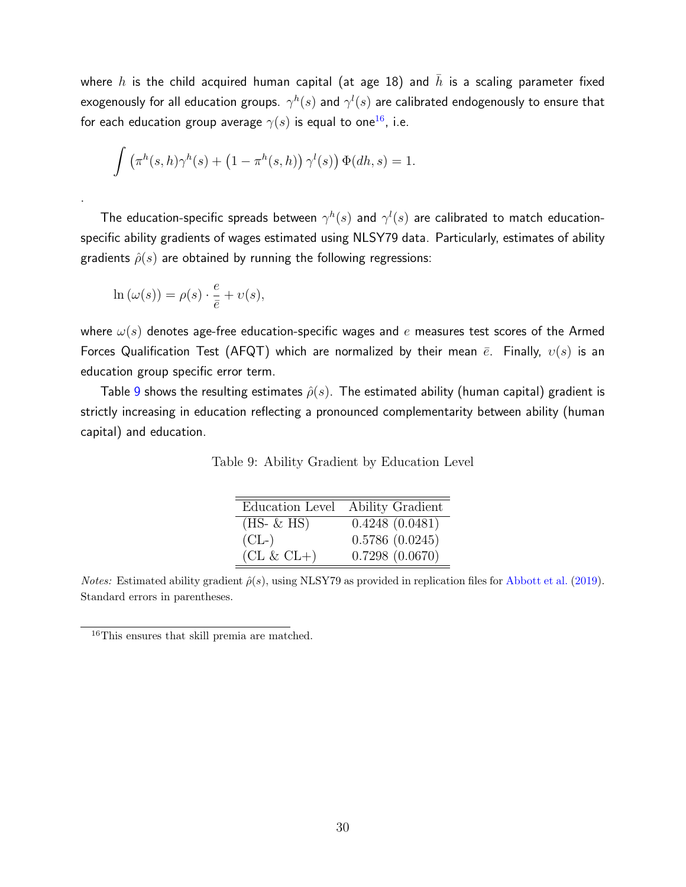where $h$ is the child acquired human capital (at age 18) and $\bar{h}$ is a scaling parameter fixed exogenously for all education groups. $\gamma^h(s)$ and $\gamma^l(s)$ are calibrated endogenously to ensure that for each education group average $\gamma(s)$ is equal to one[16], i.e.

$$\int \left(\pi^h(s,h)\gamma^h(s) + \left(1 - \pi^h(s,h)\right)\gamma^l(s)\right)\Phi(dh,s) = 1.$$

.

The education-specific spreads between $\gamma^h(s)$ and $\gamma^l(s)$ are calibrated to match education-specific ability gradients of wages estimated using NLSY79 data. Particularly, estimates of ability gradients $\hat{\rho}(s)$ are obtained by running the following regressions:

$$\ln\left(\omega(s)\right) = \rho(s) \cdot \frac{e}{\bar{e}} + \upsilon(s),$$

where $\omega(s)$ denotes age-free education-specific wages and $e$ measures test scores of the Armed Forces Qualification Test (AFQT) which are normalized by their mean $\bar{e}$. Finally, $\upsilon(s)$ is an education group specific error term.

Table 9 shows the resulting estimates $\hat{\rho}(s)$. The estimated ability (human capital) gradient is strictly increasing in education reflecting a pronounced complementarity between ability (human capital) and education.

Table 9: Ability Gradient by Education Level

| Education Level | Ability Gradient |
|---|---|
| (HS- & HS) | 0.4248 (0.0481) |
| (CL-) | 0.5786 (0.0245) |
| (CL & CL+) | 0.7298 (0.0670) |

*Notes:* Estimated ability gradient $\hat{\rho}(s)$, using NLSY79 as provided in replication files for Abbott et al. (2019). Standard errors in parentheses.

[16] This ensures that skill premia are matched.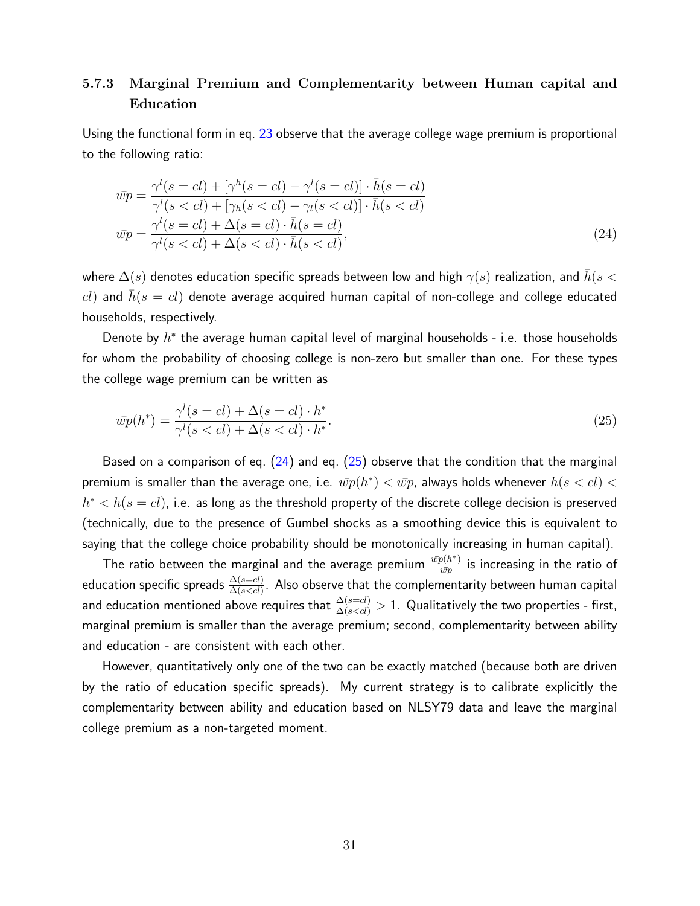### 5.7.3 Marginal Premium and Complementarity between Human capital and Education

Using the functional form in eq. 23 observe that the average college wage premium is proportional to the following ratio:

$$
\begin{aligned}
\bar{wp} &= \frac{\gamma^l(s=cl) + [\gamma^h(s=cl) - \gamma^l(s=cl)] \cdot \bar{h}(s=cl)}{\gamma^l(s<cl) + [\gamma_h(s<cl) - \gamma_l(s<cl)] \cdot \bar{h}(s<cl)} \\
\bar{wp} &= \frac{\gamma^l(s=cl) + \Delta(s=cl) \cdot \bar{h}(s=cl)}{\gamma^l(s<cl) + \Delta(s<cl) \cdot \bar{h}(s<cl)},
\end{aligned}
\tag{24}
$$

where $\Delta(s)$ denotes education specific spreads between low and high $\gamma(s)$ realization, and $\bar{h}(s<cl)$ and $\bar{h}(s=cl)$ denote average acquired human capital of non-college and college educated households, respectively.

Denote by $h^*$ the average human capital level of marginal households - i.e. those households for whom the probability of choosing college is non-zero but smaller than one. For these types the college wage premium can be written as

$$
\bar{wp}(h^*) = \frac{\gamma^l(s=cl) + \Delta(s=cl) \cdot h^*}{\gamma^l(s<cl) + \Delta(s<cl) \cdot h^*}. \tag{25}
$$

Based on a comparison of eq. (24) and eq. (25) observe that the condition that the marginal premium is smaller than the average one, i.e. $\bar{wp}(h^*) < \bar{wp}$, always holds whenever $h(s<cl) < h^* < h(s=cl)$, i.e. as long as the threshold property of the discrete college decision is preserved (technically, due to the presence of Gumbel shocks as a smoothing device this is equivalent to saying that the college choice probability should be monotonically increasing in human capital).

The ratio between the marginal and the average premium $\frac{\bar{wp}(h^*)}{\bar{wp}}$ is increasing in the ratio of education specific spreads $\frac{\Delta(s=cl)}{\Delta(s<cl)}$. Also observe that the complementarity between human capital and education mentioned above requires that $\frac{\Delta(s=cl)}{\Delta(s<cl)} > 1$. Qualitatively the two properties - first, marginal premium is smaller than the average premium; second, complementarity between ability and education - are consistent with each other.

However, quantitatively only one of the two can be exactly matched (because both are driven by the ratio of education specific spreads). My current strategy is to calibrate explicitly the complementarity between ability and education based on NLSY79 data and leave the marginal college premium as a non-targeted moment.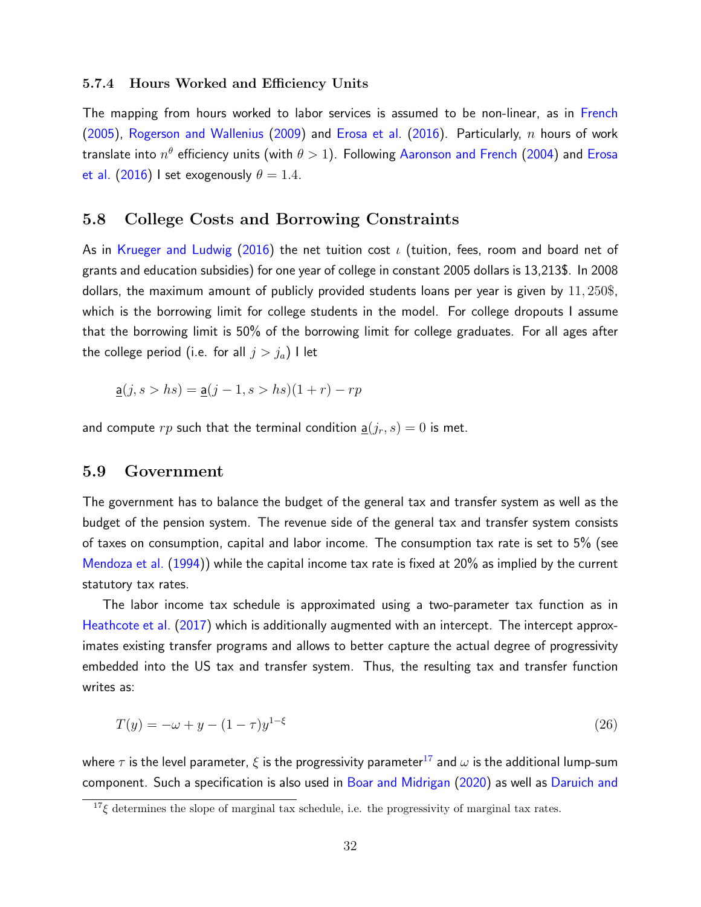#### 5.7.4 Hours Worked and Efficiency Units

The mapping from hours worked to labor services is assumed to be non-linear, as in French (2005), Rogerson and Wallenius (2009) and Erosa et al. (2016). Particularly, $n$ hours of work translate into $n^{\theta}$ efficiency units (with $\theta > 1$). Following Aaronson and French (2004) and Erosa et al. (2016) I set exogenously $\theta = 1.4$.

### 5.8 College Costs and Borrowing Constraints

As in Krueger and Ludwig (2016) the net tuition cost $\iota$ (tuition, fees, room and board net of grants and education subsidies) for one year of college in constant 2005 dollars is 13,213\$. In 2008 dollars, the maximum amount of publicly provided students loans per year is given by $11,250\$$, which is the borrowing limit for college students in the model. For college dropouts I assume that the borrowing limit is 50% of the borrowing limit for college graduates. For all ages after the college period (i.e. for all $j > j_a$) I let

$$\underline{\mathsf{a}}(j, s > hs) = \underline{\mathsf{a}}(j-1, s > hs)(1+r) - rp$$

and compute $rp$ such that the terminal condition $\underline{\mathsf{a}}(j_r, s) = 0$ is met.

### 5.9 Government

The government has to balance the budget of the general tax and transfer system as well as the budget of the pension system. The revenue side of the general tax and transfer system consists of taxes on consumption, capital and labor income. The consumption tax rate is set to 5% (see Mendoza et al. (1994)) while the capital income tax rate is fixed at 20% as implied by the current statutory tax rates.

The labor income tax schedule is approximated using a two-parameter tax function as in Heathcote et al. (2017) which is additionally augmented with an intercept. The intercept approximates existing transfer programs and allows to better capture the actual degree of progressivity embedded into the US tax and transfer system. Thus, the resulting tax and transfer function writes as:

$$T(y) = -\omega + y - (1-\tau)y^{1-\xi} \tag{26}$$

where $\tau$ is the level parameter, $\xi$ is the progressivity parameter[17] and $\omega$ is the additional lump-sum component. Such a specification is also used in Boar and Midrigan (2020) as well as Daruich and

[17] $\xi$ determines the slope of marginal tax schedule, i.e. the progressivity of marginal tax rates.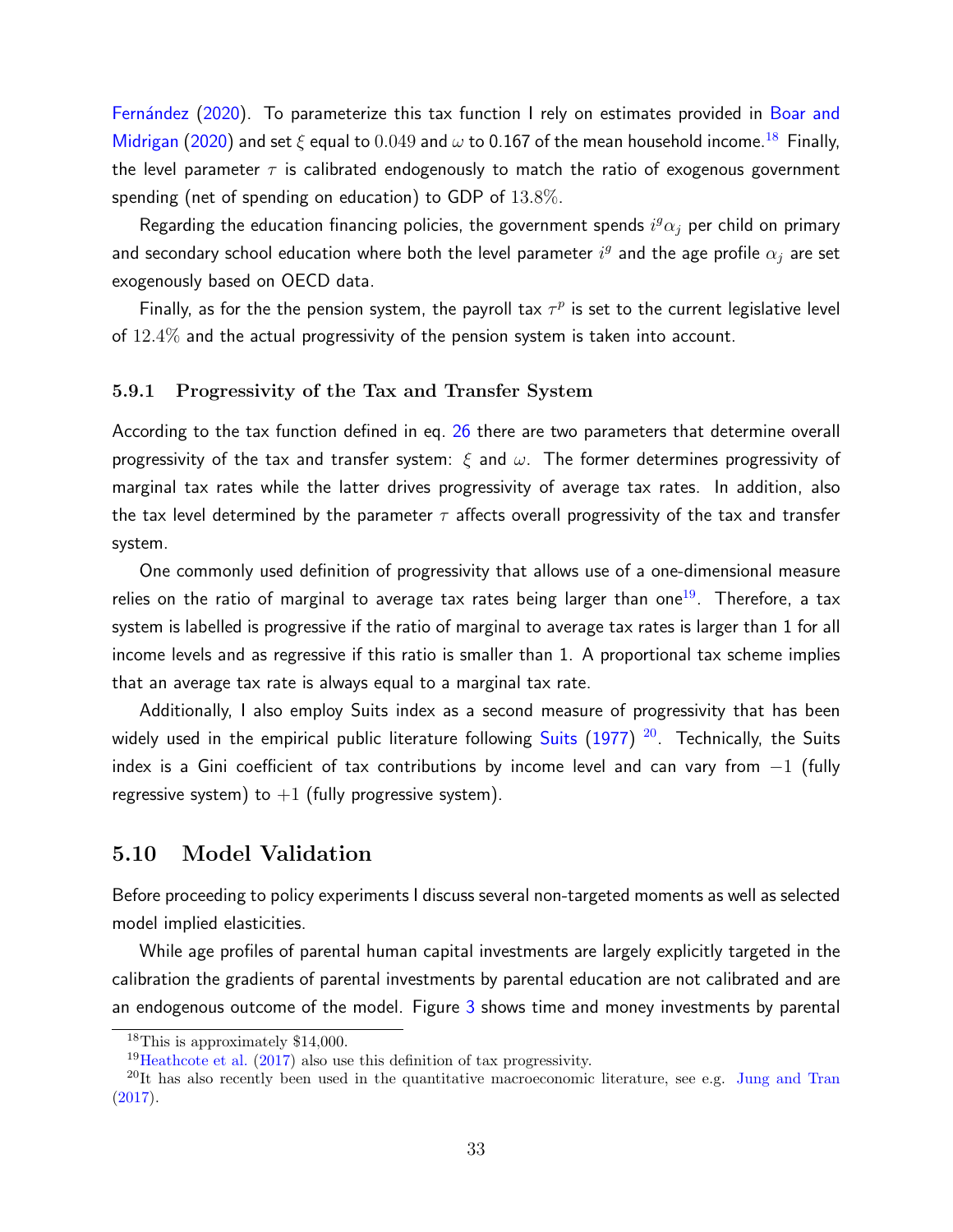Fernández (2020). To parameterize this tax function I rely on estimates provided in Boar and Midrigan (2020) and set $\xi$ equal to $0.049$ and $\omega$ to 0.167 of the mean household income.[18] Finally, the level parameter $\tau$ is calibrated endogenously to match the ratio of exogenous government spending (net of spending on education) to GDP of $13.8\%$.

Regarding the education financing policies, the government spends $i^g \alpha_j$ per child on primary and secondary school education where both the level parameter $i^g$ and the age profile $\alpha_j$ are set exogenously based on OECD data.

Finally, as for the the pension system, the payroll tax $\tau^p$ is set to the current legislative level of $12.4\%$ and the actual progressivity of the pension system is taken into account.

### 5.9.1 Progressivity of the Tax and Transfer System

According to the tax function defined in eq. 26 there are two parameters that determine overall progressivity of the tax and transfer system: $\xi$ and $\omega$. The former determines progressivity of marginal tax rates while the latter drives progressivity of average tax rates. In addition, also the tax level determined by the parameter $\tau$ affects overall progressivity of the tax and transfer system.

One commonly used definition of progressivity that allows use of a one-dimensional measure relies on the ratio of marginal to average tax rates being larger than one[19]. Therefore, a tax system is labelled is progressive if the ratio of marginal to average tax rates is larger than 1 for all income levels and as regressive if this ratio is smaller than 1. A proportional tax scheme implies that an average tax rate is always equal to a marginal tax rate.

Additionally, I also employ Suits index as a second measure of progressivity that has been widely used in the empirical public literature following Suits (1977) [20]. Technically, the Suits index is a Gini coefficient of tax contributions by income level and can vary from $-1$ (fully regressive system) to $+1$ (fully progressive system).

## 5.10 Model Validation

Before proceeding to policy experiments I discuss several non-targeted moments as well as selected model implied elasticities.

While age profiles of parental human capital investments are largely explicitly targeted in the calibration the gradients of parental investments by parental education are not calibrated and are an endogenous outcome of the model. Figure 3 shows time and money investments by parental

[18] This is approximately \$14,000.

[19] Heathcote et al. (2017) also use this definition of tax progressivity.

[20] It has also recently been used in the quantitative macroeconomic literature, see e.g. Jung and Tran (2017).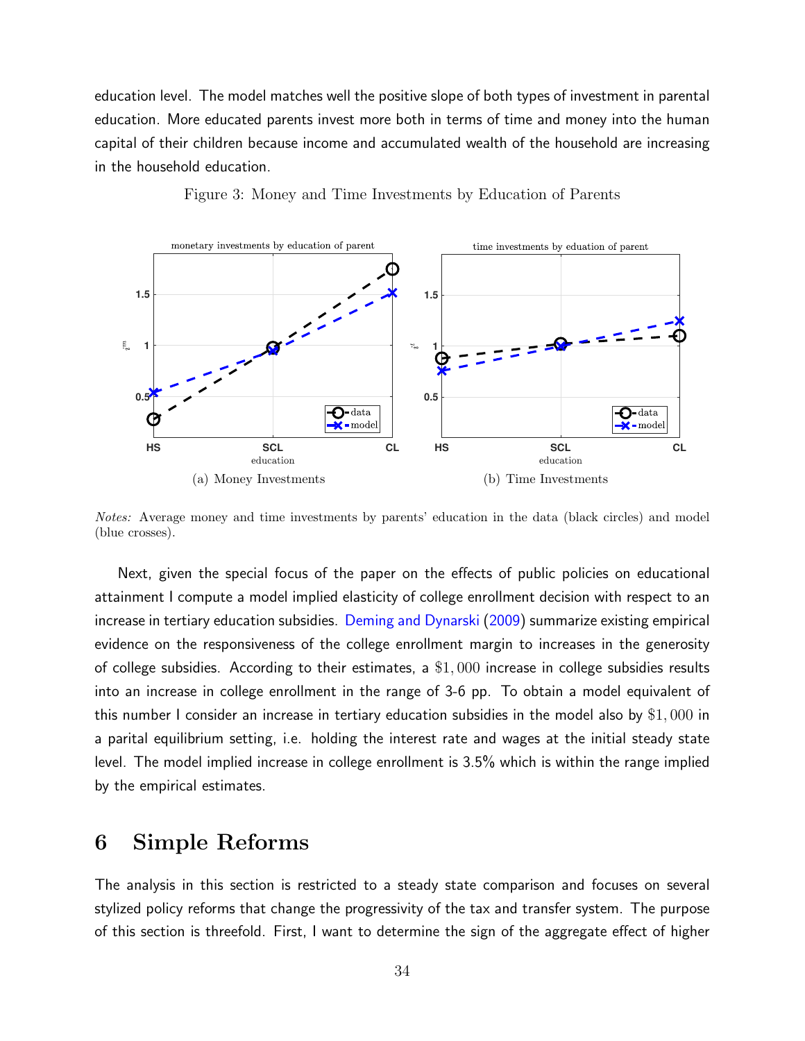education level. The model matches well the positive slope of both types of investment in parental education. More educated parents invest more both in terms of time and money into the human capital of their children because income and accumulated wealth of the household are increasing in the household education.

Figure 3: Money and Time Investments by Education of Parents

(a) Money Investments

(b) Time Investments

*Notes:* Average money and time investments by parents' education in the data (black circles) and model (blue crosses).

Next, given the special focus of the paper on the effects of public policies on educational attainment I compute a model implied elasticity of college enrollment decision with respect to an increase in tertiary education subsidies. Deming and Dynarski (2009) summarize existing empirical evidence on the responsiveness of the college enrollment margin to increases in the generosity of college subsidies. According to their estimates, a $\$1,000$ increase in college subsidies results into an increase in college enrollment in the range of 3-6 pp. To obtain a model equivalent of this number I consider an increase in tertiary education subsidies in the model also by $\$1,000$ in a parital equilibrium setting, i.e. holding the interest rate and wages at the initial steady state level. The model implied increase in college enrollment is 3.5% which is within the range implied by the empirical estimates.

# 6 Simple Reforms

The analysis in this section is restricted to a steady state comparison and focuses on several stylized policy reforms that change the progressivity of the tax and transfer system. The purpose of this section is threefold. First, I want to determine the sign of the aggregate effect of higher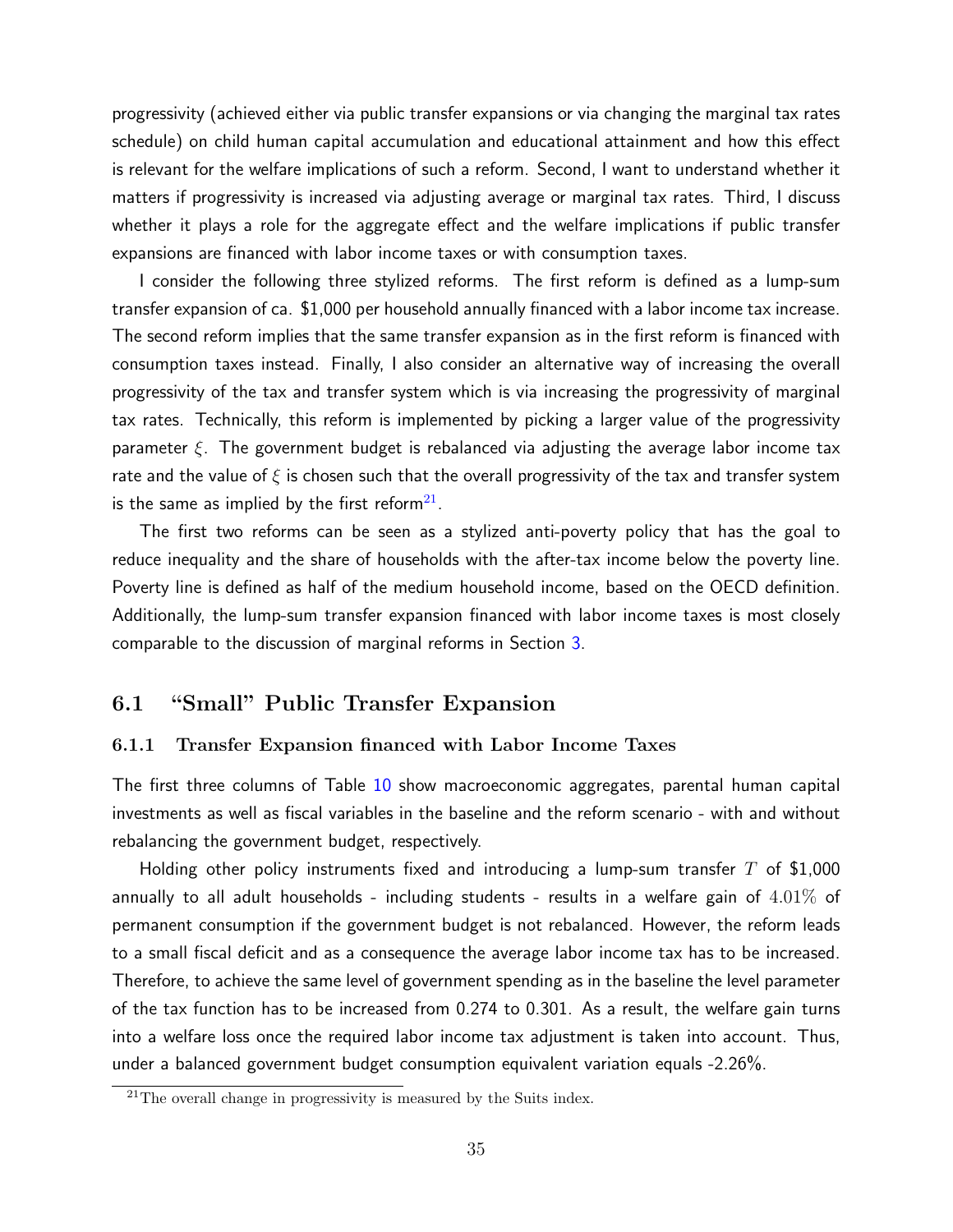progressivity (achieved either via public transfer expansions or via changing the marginal tax rates schedule) on child human capital accumulation and educational attainment and how this effect is relevant for the welfare implications of such a reform. Second, I want to understand whether it matters if progressivity is increased via adjusting average or marginal tax rates. Third, I discuss whether it plays a role for the aggregate effect and the welfare implications if public transfer expansions are financed with labor income taxes or with consumption taxes.

I consider the following three stylized reforms. The first reform is defined as a lump-sum transfer expansion of ca. $1,000 per household annually financed with a labor income tax increase. The second reform implies that the same transfer expansion as in the first reform is financed with consumption taxes instead. Finally, I also consider an alternative way of increasing the overall progressivity of the tax and transfer system which is via increasing the progressivity of marginal tax rates. Technically, this reform is implemented by picking a larger value of the progressivity parameter $\xi$. The government budget is rebalanced via adjusting the average labor income tax rate and the value of $\xi$ is chosen such that the overall progressivity of the tax and transfer system is the same as implied by the first reform[21].

The first two reforms can be seen as a stylized anti-poverty policy that has the goal to reduce inequality and the share of households with the after-tax income below the poverty line. Poverty line is defined as half of the medium household income, based on the OECD definition. Additionally, the lump-sum transfer expansion financed with labor income taxes is most closely comparable to the discussion of marginal reforms in Section 3.

## 6.1 "Small" Public Transfer Expansion

### 6.1.1 Transfer Expansion financed with Labor Income Taxes

The first three columns of Table 10 show macroeconomic aggregates, parental human capital investments as well as fiscal variables in the baseline and the reform scenario - with and without rebalancing the government budget, respectively.

Holding other policy instruments fixed and introducing a lump-sum transfer $T$ of $1,000 annually to all adult households - including students - results in a welfare gain of $4.01\%$ of permanent consumption if the government budget is not rebalanced. However, the reform leads to a small fiscal deficit and as a consequence the average labor income tax has to be increased. Therefore, to achieve the same level of government spending as in the baseline the level parameter of the tax function has to be increased from 0.274 to 0.301. As a result, the welfare gain turns into a welfare loss once the required labor income tax adjustment is taken into account. Thus, under a balanced government budget consumption equivalent variation equals -2.26%.

[21] The overall change in progressivity is measured by the Suits index.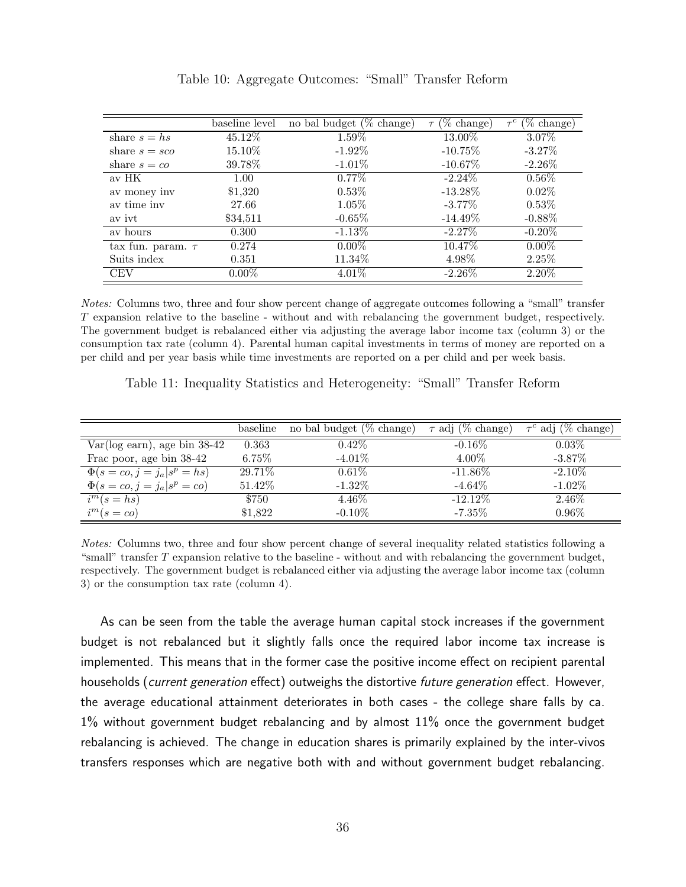Table 10: Aggregate Outcomes: "Small" Transfer Reform

| | baseline level | no bal budget (% change) | $\tau$ (% change) | $\tau^c$ (% change) |
|---|---|---|---|---|
| share $s = hs$ | 45.12% | 1.59% | 13.00% | 3.07% |
| share $s = sco$ | 15.10% | -1.92% | -10.75% | -3.27% |
| share $s = co$ | 39.78% | -1.01% | -10.67% | -2.26% |
| av HK | 1.00 | 0.77% | -2.24% | 0.56% |
| av money inv | \$1,320 | 0.53% | -13.28% | 0.02% |
| av time inv | 27.66 | 1.05% | -3.77% | 0.53% |
| av ivt | \$34,511 | -0.65% | -14.49% | -0.88% |
| av hours | 0.300 | -1.13% | -2.27% | -0.20% |
| tax fun. param. $\tau$ | 0.274 | 0.00% | 10.47% | 0.00% |
| Suits index | 0.351 | 11.34% | 4.98% | 2.25% |
| CEV | 0.00% | 4.01% | -2.26% | 2.20% |

*Notes:* Columns two, three and four show percent change of aggregate outcomes following a "small" transfer $T$ expansion relative to the baseline - without and with rebalancing the government budget, respectively. The government budget is rebalanced either via adjusting the average labor income tax (column 3) or the consumption tax rate (column 4). Parental human capital investments in terms of money are reported on a per child and per year basis while time investments are reported on a per child and per week basis.

Table 11: Inequality Statistics and Heterogeneity: "Small" Transfer Reform

| | baseline | no bal budget (% change) | $\tau$ adj (% change) | $\tau^c$ adj (% change) |
|---|---|---|---|---|
| Var(log earn), age bin 38-42 | 0.363 | 0.42% | -0.16% | 0.03% |
| Frac poor, age bin 38-42 | 6.75% | -4.01% | 4.00% | -3.87% |
| $\Phi(s = co, j = j_a \vert s^p = hs)$ | 29.71% | 0.61% | -11.86% | -2.10% |
| $\Phi(s = co, j = j_a \vert s^p = co)$ | 51.42% | -1.32% | -4.64% | -1.02% |
| $i^m(s = hs)$ | \$750 | 4.46% | -12.12% | 2.46% |
| $i^m(s = co)$ | \$1,822 | -0.10% | -7.35% | 0.96% |

*Notes:* Columns two, three and four show percent change of several inequality related statistics following a "small" transfer $T$ expansion relative to the baseline - without and with rebalancing the government budget, respectively. The government budget is rebalanced either via adjusting the average labor income tax (column 3) or the consumption tax rate (column 4).

As can be seen from the table the average human capital stock increases if the government budget is not rebalanced but it slightly falls once the required labor income tax increase is implemented. This means that in the former case the positive income effect on recipient parental households (*current generation* effect) outweighs the distortive *future generation* effect. However, the average educational attainment deteriorates in both cases - the college share falls by ca. 1% without government budget rebalancing and by almost 11% once the government budget rebalancing is achieved. The change in education shares is primarily explained by the inter-vivos transfers responses which are negative both with and without government budget rebalancing.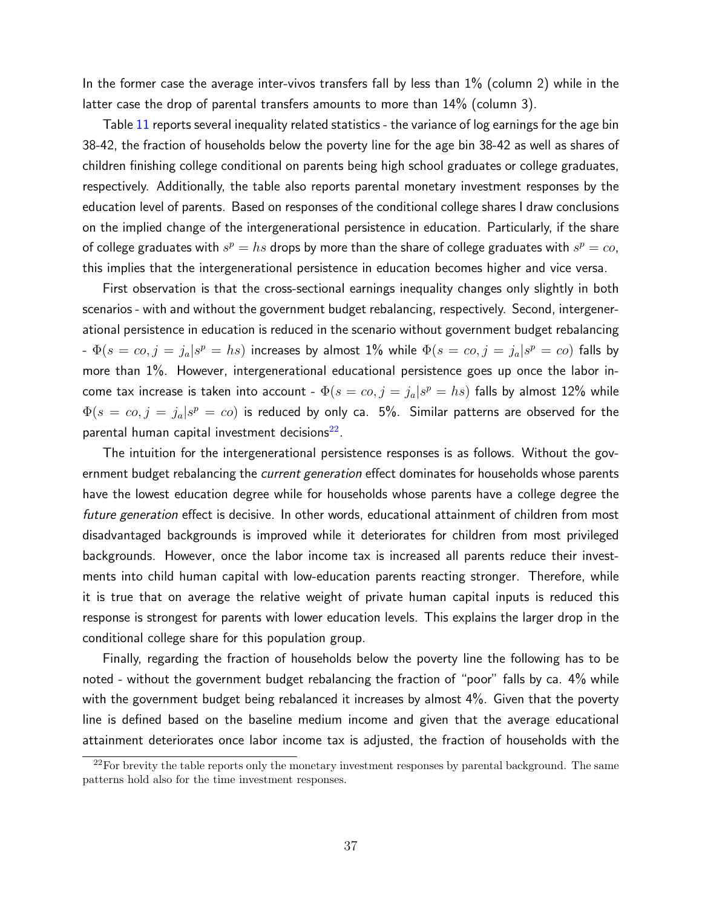In the former case the average inter-vivos transfers fall by less than 1% (column 2) while in the latter case the drop of parental transfers amounts to more than 14% (column 3).

Table 11 reports several inequality related statistics - the variance of log earnings for the age bin 38-42, the fraction of households below the poverty line for the age bin 38-42 as well as shares of children finishing college conditional on parents being high school graduates or college graduates, respectively. Additionally, the table also reports parental monetary investment responses by the education level of parents. Based on responses of the conditional college shares I draw conclusions on the implied change of the intergenerational persistence in education. Particularly, if the share of college graduates with $s^p = hs$ drops by more than the share of college graduates with $s^p = co$, this implies that the intergenerational persistence in education becomes higher and vice versa.

First observation is that the cross-sectional earnings inequality changes only slightly in both scenarios - with and without the government budget rebalancing, respectively. Second, intergenerational persistence in education is reduced in the scenario without government budget rebalancing - $\Phi(s = co, j = j_a | s^p = hs)$ increases by almost 1% while $\Phi(s = co, j = j_a | s^p = co)$ falls by more than 1%. However, intergenerational educational persistence goes up once the labor income tax increase is taken into account - $\Phi(s = co, j = j_a | s^p = hs)$ falls by almost 12% while $\Phi(s = co, j = j_a | s^p = co)$ is reduced by only ca. 5%. Similar patterns are observed for the parental human capital investment decisions[22].

The intuition for the intergenerational persistence responses is as follows. Without the government budget rebalancing the *current generation* effect dominates for households whose parents have the lowest education degree while for households whose parents have a college degree the *future generation* effect is decisive. In other words, educational attainment of children from most disadvantaged backgrounds is improved while it deteriorates for children from most privileged backgrounds. However, once the labor income tax is increased all parents reduce their investments into child human capital with low-education parents reacting stronger. Therefore, while it is true that on average the relative weight of private human capital inputs is reduced this response is strongest for parents with lower education levels. This explains the larger drop in the conditional college share for this population group.

Finally, regarding the fraction of households below the poverty line the following has to be noted - without the government budget rebalancing the fraction of "poor" falls by ca. 4% while with the government budget being rebalanced it increases by almost 4%. Given that the poverty line is defined based on the baseline medium income and given that the average educational attainment deteriorates once labor income tax is adjusted, the fraction of households with the

[22] For brevity the table reports only the monetary investment responses by parental background. The same patterns hold also for the time investment responses.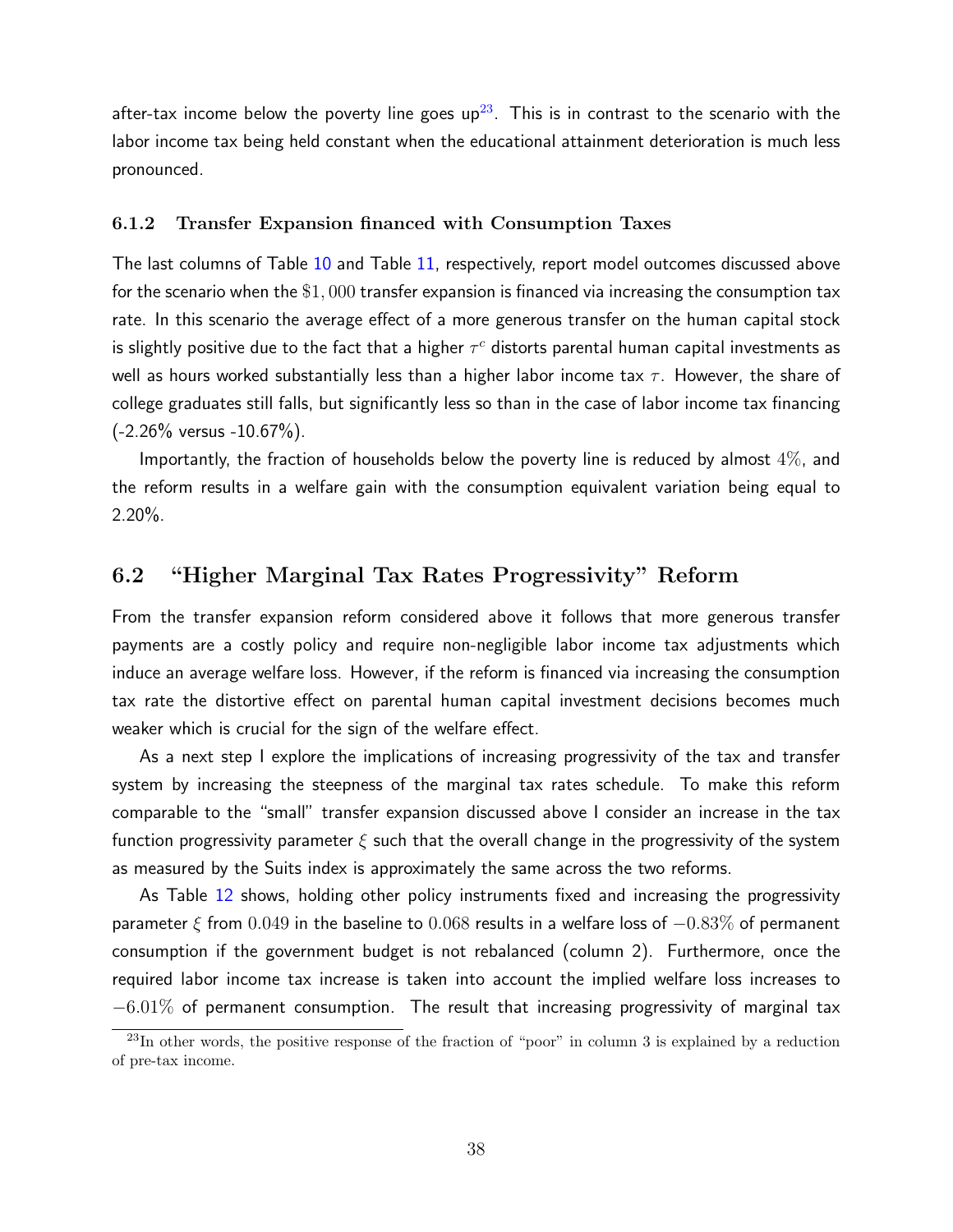after-tax income below the poverty line goes up[23]. This is in contrast to the scenario with the labor income tax being held constant when the educational attainment deterioration is much less pronounced.

### 6.1.2 Transfer Expansion financed with Consumption Taxes

The last columns of Table 10 and Table 11, respectively, report model outcomes discussed above for the scenario when the $\$1,000$ transfer expansion is financed via increasing the consumption tax rate. In this scenario the average effect of a more generous transfer on the human capital stock is slightly positive due to the fact that a higher $\tau^c$ distorts parental human capital investments as well as hours worked substantially less than a higher labor income tax $\tau$. However, the share of college graduates still falls, but significantly less so than in the case of labor income tax financing (-2.26% versus -10.67%).

Importantly, the fraction of households below the poverty line is reduced by almost $4\%$, and the reform results in a welfare gain with the consumption equivalent variation being equal to 2.20%.

## 6.2 "Higher Marginal Tax Rates Progressivity" Reform

From the transfer expansion reform considered above it follows that more generous transfer payments are a costly policy and require non-negligible labor income tax adjustments which induce an average welfare loss. However, if the reform is financed via increasing the consumption tax rate the distortive effect on parental human capital investment decisions becomes much weaker which is crucial for the sign of the welfare effect.

As a next step I explore the implications of increasing progressivity of the tax and transfer system by increasing the steepness of the marginal tax rates schedule. To make this reform comparable to the "small" transfer expansion discussed above I consider an increase in the tax function progressivity parameter $\xi$ such that the overall change in the progressivity of the system as measured by the Suits index is approximately the same across the two reforms.

As Table 12 shows, holding other policy instruments fixed and increasing the progressivity parameter $\xi$ from $0.049$ in the baseline to $0.068$ results in a welfare loss of $-0.83\%$ of permanent consumption if the government budget is not rebalanced (column 2). Furthermore, once the required labor income tax increase is taken into account the implied welfare loss increases to $-6.01\%$ of permanent consumption. The result that increasing progressivity of marginal tax

[23]In other words, the positive response of the fraction of "poor" in column 3 is explained by a reduction of pre-tax income.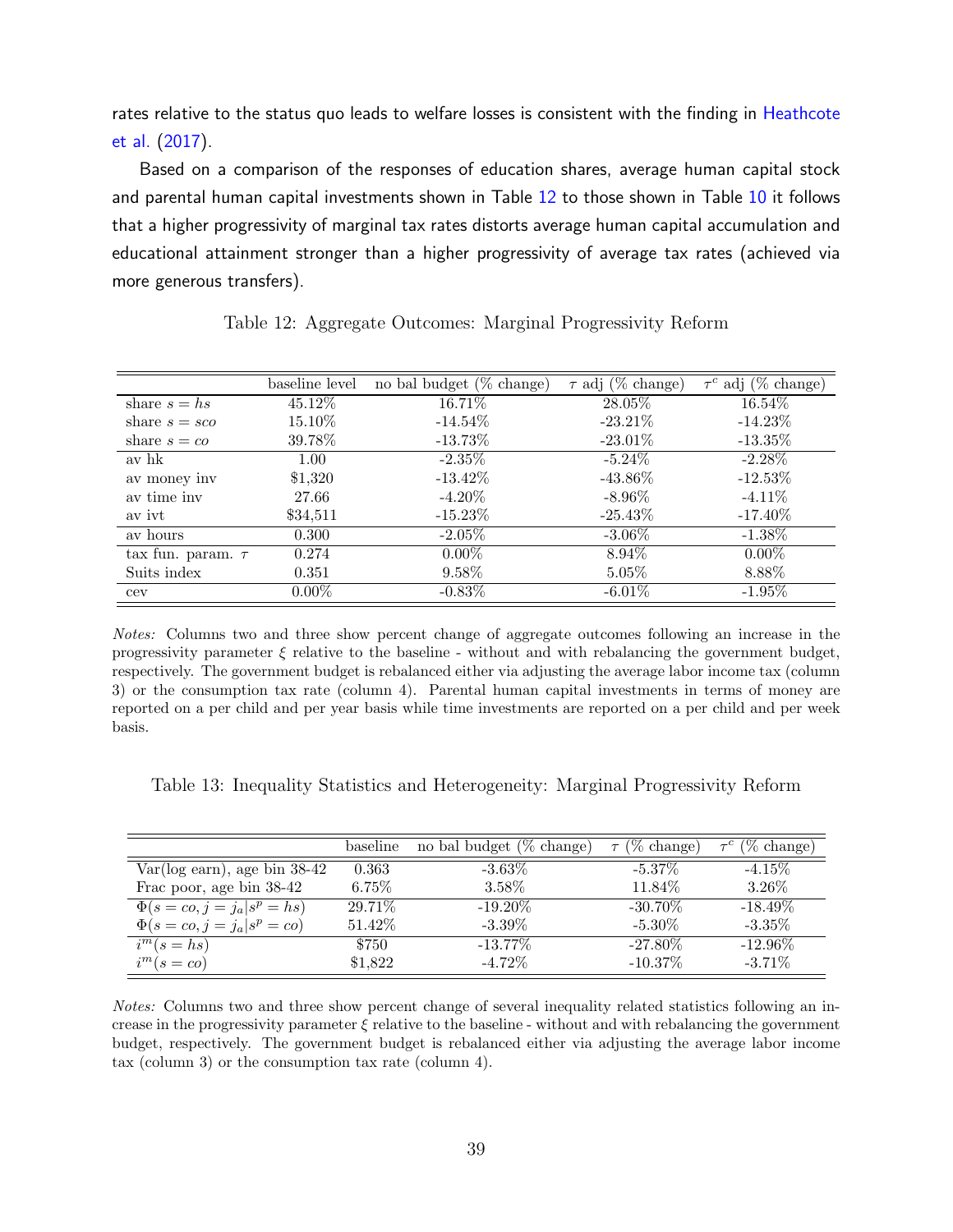rates relative to the status quo leads to welfare losses is consistent with the finding in Heathcote et al. (2017).

Based on a comparison of the responses of education shares, average human capital stock and parental human capital investments shown in Table 12 to those shown in Table 10 it follows that a higher progressivity of marginal tax rates distorts average human capital accumulation and educational attainment stronger than a higher progressivity of average tax rates (achieved via more generous transfers).

Table 12: Aggregate Outcomes: Marginal Progressivity Reform

| | baseline level | no bal budget (% change) | $\tau$ adj (% change) | $\tau^c$ adj (% change) |
|---|---|---|---|---|
| share $s = hs$ | 45.12% | 16.71% | 28.05% | 16.54% |
| share $s = sco$ | 15.10% | -14.54% | -23.21% | -14.23% |
| share $s = co$ | 39.78% | -13.73% | -23.01% | -13.35% |
| av hk | 1.00 | -2.35% | -5.24% | -2.28% |
| av money inv | $1,320 | -13.42% | -43.86% | -12.53% |
| av time inv | 27.66 | -4.20% | -8.96% | -4.11% |
| av ivt | $34,511 | -15.23% | -25.43% | -17.40% |
| av hours | 0.300 | -2.05% | -3.06% | -1.38% |
| tax fun. param. $\tau$ | 0.274 | 0.00% | 8.94% | 0.00% |
| Suits index | 0.351 | 9.58% | 5.05% | 8.88% |
| cev | 0.00% | -0.83% | -6.01% | -1.95% |

*Notes:* Columns two and three show percent change of aggregate outcomes following an increase in the progressivity parameter $\xi$ relative to the baseline - without and with rebalancing the government budget, respectively. The government budget is rebalanced either via adjusting the average labor income tax (column 3) or the consumption tax rate (column 4). Parental human capital investments in terms of money are reported on a per child and per year basis while time investments are reported on a per child and per week basis.

Table 13: Inequality Statistics and Heterogeneity: Marginal Progressivity Reform

| | baseline | no bal budget (% change) | $\tau$ (% change) | $\tau^c$ (% change) |
|---|---|---|---|---|
| Var(log earn), age bin 38-42 | 0.363 | -3.63% | -5.37% | -4.15% |
| Frac poor, age bin 38-42 | 6.75% | 3.58% | 11.84% | 3.26% |
| $\Phi(s = co, j = j_a \mid s^p = hs)$ | 29.71% | -19.20% | -30.70% | -18.49% |
| $\Phi(s = co, j = j_a \mid s^p = co)$ | 51.42% | -3.39% | -5.30% | -3.35% |
| $i^m(s = hs)$ | $750 | -13.77% | -27.80% | -12.96% |
| $i^m(s = co)$ | $1,822 | -4.72% | -10.37% | -3.71% |

*Notes:* Columns two and three show percent change of several inequality related statistics following an increase in the progressivity parameter $\xi$ relative to the baseline - without and with rebalancing the government budget, respectively. The government budget is rebalanced either via adjusting the average labor income tax (column 3) or the consumption tax rate (column 4).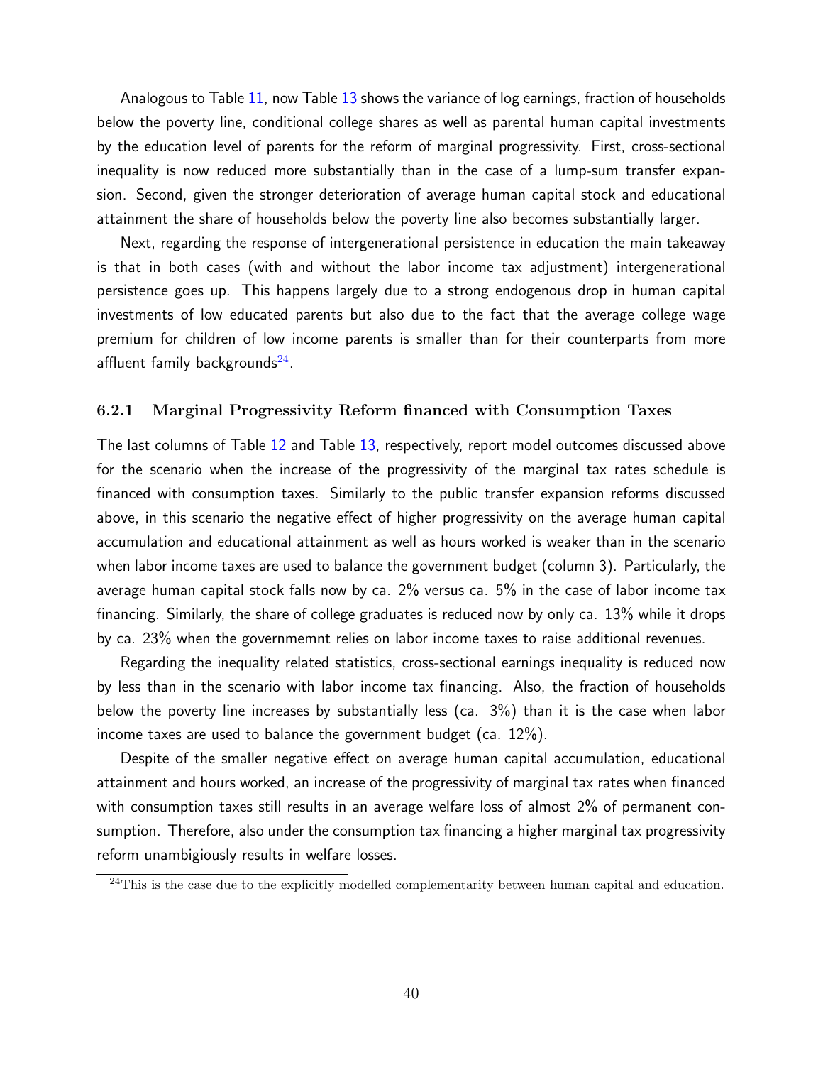Analogous to Table 11, now Table 13 shows the variance of log earnings, fraction of households below the poverty line, conditional college shares as well as parental human capital investments by the education level of parents for the reform of marginal progressivity. First, cross-sectional inequality is now reduced more substantially than in the case of a lump-sum transfer expansion. Second, given the stronger deterioration of average human capital stock and educational attainment the share of households below the poverty line also becomes substantially larger.

Next, regarding the response of intergenerational persistence in education the main takeaway is that in both cases (with and without the labor income tax adjustment) intergenerational persistence goes up. This happens largely due to a strong endogenous drop in human capital investments of low educated parents but also due to the fact that the average college wage premium for children of low income parents is smaller than for their counterparts from more affluent family backgrounds[24].

### 6.2.1 Marginal Progressivity Reform financed with Consumption Taxes

The last columns of Table 12 and Table 13, respectively, report model outcomes discussed above for the scenario when the increase of the progressivity of the marginal tax rates schedule is financed with consumption taxes. Similarly to the public transfer expansion reforms discussed above, in this scenario the negative effect of higher progressivity on the average human capital accumulation and educational attainment as well as hours worked is weaker than in the scenario when labor income taxes are used to balance the government budget (column 3). Particularly, the average human capital stock falls now by ca. 2% versus ca. 5% in the case of labor income tax financing. Similarly, the share of college graduates is reduced now by only ca. 13% while it drops by ca. 23% when the governmemnt relies on labor income taxes to raise additional revenues.

Regarding the inequality related statistics, cross-sectional earnings inequality is reduced now by less than in the scenario with labor income tax financing. Also, the fraction of households below the poverty line increases by substantially less (ca. 3%) than it is the case when labor income taxes are used to balance the government budget (ca. 12%).

Despite of the smaller negative effect on average human capital accumulation, educational attainment and hours worked, an increase of the progressivity of marginal tax rates when financed with consumption taxes still results in an average welfare loss of almost 2% of permanent consumption. Therefore, also under the consumption tax financing a higher marginal tax progressivity reform unambigiously results in welfare losses.

[24] This is the case due to the explicitly modelled complementarity between human capital and education.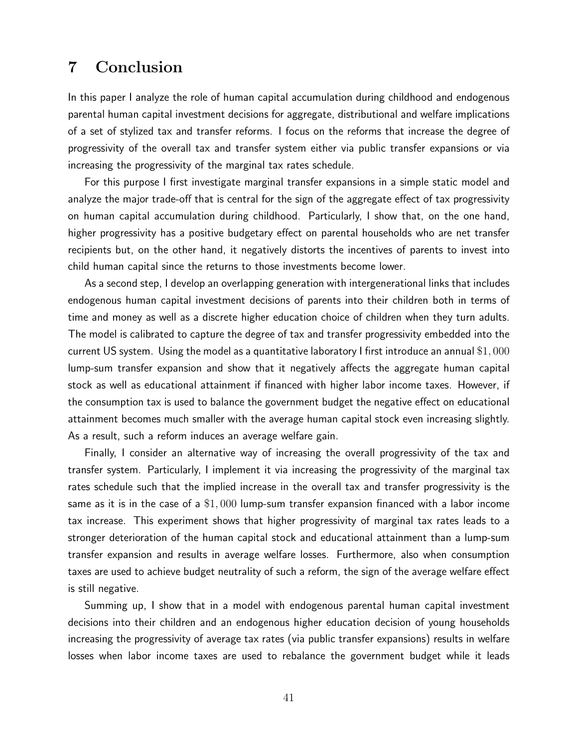## 7 Conclusion

In this paper I analyze the role of human capital accumulation during childhood and endogenous parental human capital investment decisions for aggregate, distributional and welfare implications of a set of stylized tax and transfer reforms. I focus on the reforms that increase the degree of progressivity of the overall tax and transfer system either via public transfer expansions or via increasing the progressivity of the marginal tax rates schedule.

For this purpose I first investigate marginal transfer expansions in a simple static model and analyze the major trade-off that is central for the sign of the aggregate effect of tax progressivity on human capital accumulation during childhood. Particularly, I show that, on the one hand, higher progressivity has a positive budgetary effect on parental households who are net transfer recipients but, on the other hand, it negatively distorts the incentives of parents to invest into child human capital since the returns to those investments become lower.

As a second step, I develop an overlapping generation with intergenerational links that includes endogenous human capital investment decisions of parents into their children both in terms of time and money as well as a discrete higher education choice of children when they turn adults. The model is calibrated to capture the degree of tax and transfer progressivity embedded into the current US system. Using the model as a quantitative laboratory I first introduce an annual $\$1,000$ lump-sum transfer expansion and show that it negatively affects the aggregate human capital stock as well as educational attainment if financed with higher labor income taxes. However, if the consumption tax is used to balance the government budget the negative effect on educational attainment becomes much smaller with the average human capital stock even increasing slightly. As a result, such a reform induces an average welfare gain.

Finally, I consider an alternative way of increasing the overall progressivity of the tax and transfer system. Particularly, I implement it via increasing the progressivity of the marginal tax rates schedule such that the implied increase in the overall tax and transfer progressivity is the same as it is in the case of a $\$1,000$ lump-sum transfer expansion financed with a labor income tax increase. This experiment shows that higher progressivity of marginal tax rates leads to a stronger deterioration of the human capital stock and educational attainment than a lump-sum transfer expansion and results in average welfare losses. Furthermore, also when consumption taxes are used to achieve budget neutrality of such a reform, the sign of the average welfare effect is still negative.

Summing up, I show that in a model with endogenous parental human capital investment decisions into their children and an endogenous higher education decision of young households increasing the progressivity of average tax rates (via public transfer expansions) results in welfare losses when labor income taxes are used to rebalance the government budget while it leads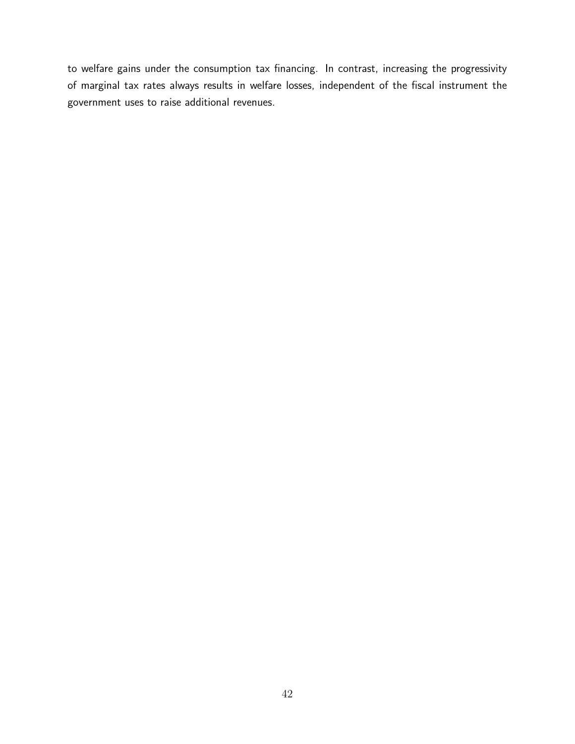to welfare gains under the consumption tax financing. In contrast, increasing the progressivity of marginal tax rates always results in welfare losses, independent of the fiscal instrument the government uses to raise additional revenues.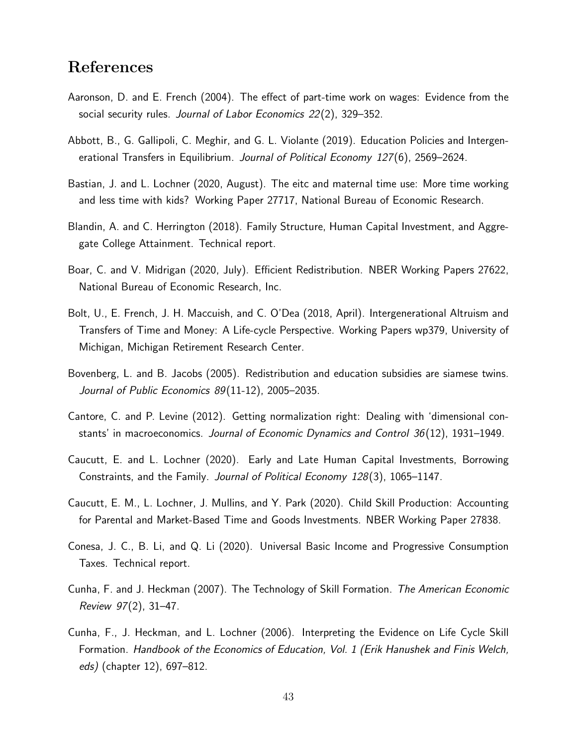# References

Aaronson, D. and E. French (2004). The effect of part-time work on wages: Evidence from the social security rules. *Journal of Labor Economics 22*(2), 329–352.

Abbott, B., G. Gallipoli, C. Meghir, and G. L. Violante (2019). Education Policies and Intergenerational Transfers in Equilibrium. *Journal of Political Economy 127*(6), 2569–2624.

Bastian, J. and L. Lochner (2020, August). The eitc and maternal time use: More time working and less time with kids? Working Paper 27717, National Bureau of Economic Research.

Blandin, A. and C. Herrington (2018). Family Structure, Human Capital Investment, and Aggregate College Attainment. Technical report.

Boar, C. and V. Midrigan (2020, July). Efficient Redistribution. NBER Working Papers 27622, National Bureau of Economic Research, Inc.

Bolt, U., E. French, J. H. Maccuish, and C. O'Dea (2018, April). Intergenerational Altruism and Transfers of Time and Money: A Life-cycle Perspective. Working Papers wp379, University of Michigan, Michigan Retirement Research Center.

Bovenberg, L. and B. Jacobs (2005). Redistribution and education subsidies are siamese twins. *Journal of Public Economics 89*(11-12), 2005–2035.

Cantore, C. and P. Levine (2012). Getting normalization right: Dealing with 'dimensional constants' in macroeconomics. *Journal of Economic Dynamics and Control 36*(12), 1931–1949.

Caucutt, E. and L. Lochner (2020). Early and Late Human Capital Investments, Borrowing Constraints, and the Family. *Journal of Political Economy 128*(3), 1065–1147.

Caucutt, E. M., L. Lochner, J. Mullins, and Y. Park (2020). Child Skill Production: Accounting for Parental and Market-Based Time and Goods Investments. NBER Working Paper 27838.

Conesa, J. C., B. Li, and Q. Li (2020). Universal Basic Income and Progressive Consumption Taxes. Technical report.

Cunha, F. and J. Heckman (2007). The Technology of Skill Formation. *The American Economic Review 97*(2), 31–47.

Cunha, F., J. Heckman, and L. Lochner (2006). Interpreting the Evidence on Life Cycle Skill Formation. *Handbook of the Economics of Education, Vol. 1 (Erik Hanushek and Finis Welch, eds)* (chapter 12), 697–812.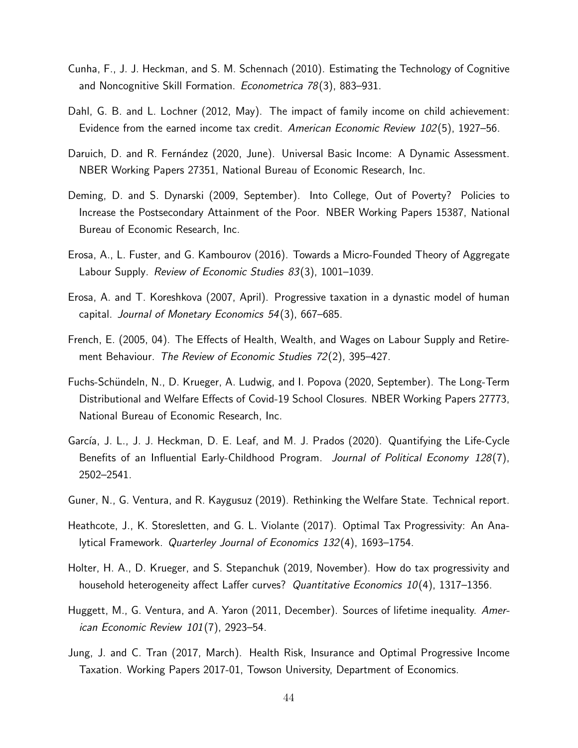Cunha, F., J. J. Heckman, and S. M. Schennach (2010). Estimating the Technology of Cognitive and Noncognitive Skill Formation. *Econometrica 78*(3), 883–931.

Dahl, G. B. and L. Lochner (2012, May). The impact of family income on child achievement: Evidence from the earned income tax credit. *American Economic Review 102*(5), 1927–56.

Daruich, D. and R. Fernández (2020, June). Universal Basic Income: A Dynamic Assessment. NBER Working Papers 27351, National Bureau of Economic Research, Inc.

Deming, D. and S. Dynarski (2009, September). Into College, Out of Poverty? Policies to Increase the Postsecondary Attainment of the Poor. NBER Working Papers 15387, National Bureau of Economic Research, Inc.

Erosa, A., L. Fuster, and G. Kambourov (2016). Towards a Micro-Founded Theory of Aggregate Labour Supply. *Review of Economic Studies 83*(3), 1001–1039.

Erosa, A. and T. Koreshkova (2007, April). Progressive taxation in a dynastic model of human capital. *Journal of Monetary Economics 54*(3), 667–685.

French, E. (2005, 04). The Effects of Health, Wealth, and Wages on Labour Supply and Retirement Behaviour. *The Review of Economic Studies 72*(2), 395–427.

Fuchs-Schündeln, N., D. Krueger, A. Ludwig, and I. Popova (2020, September). The Long-Term Distributional and Welfare Effects of Covid-19 School Closures. NBER Working Papers 27773, National Bureau of Economic Research, Inc.

García, J. L., J. J. Heckman, D. E. Leaf, and M. J. Prados (2020). Quantifying the Life-Cycle Benefits of an Influential Early-Childhood Program. *Journal of Political Economy 128*(7), 2502–2541.

Guner, N., G. Ventura, and R. Kaygusuz (2019). Rethinking the Welfare State. Technical report.

Heathcote, J., K. Storesletten, and G. L. Violante (2017). Optimal Tax Progressivity: An Analytical Framework. *Quarterley Journal of Economics 132*(4), 1693–1754.

Holter, H. A., D. Krueger, and S. Stepanchuk (2019, November). How do tax progressivity and household heterogeneity affect Laffer curves? *Quantitative Economics 10*(4), 1317–1356.

Huggett, M., G. Ventura, and A. Yaron (2011, December). Sources of lifetime inequality. *American Economic Review 101*(7), 2923–54.

Jung, J. and C. Tran (2017, March). Health Risk, Insurance and Optimal Progressive Income Taxation. Working Papers 2017-01, Towson University, Department of Economics.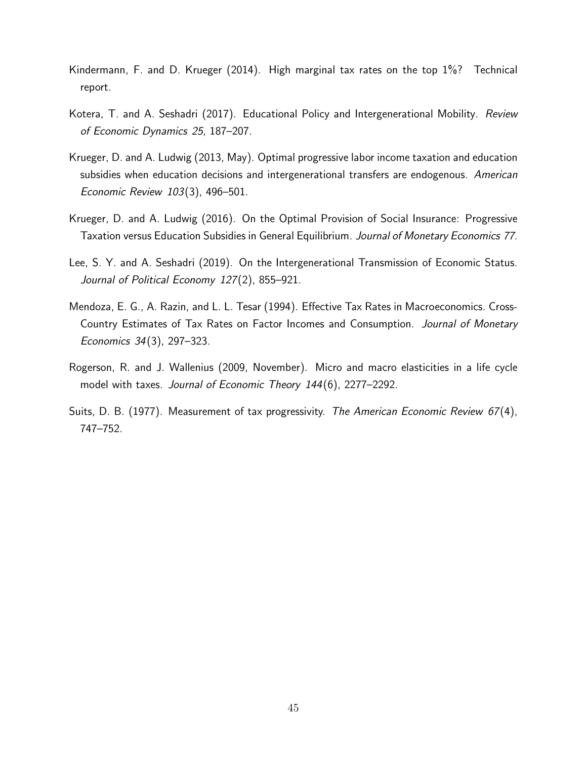Kindermann, F. and D. Krueger (2014). High marginal tax rates on the top 1%? Technical report.

Kotera, T. and A. Seshadri (2017). Educational Policy and Intergenerational Mobility. *Review of Economic Dynamics 25*, 187–207.

Krueger, D. and A. Ludwig (2013, May). Optimal progressive labor income taxation and education subsidies when education decisions and intergenerational transfers are endogenous. *American Economic Review 103*(3), 496–501.

Krueger, D. and A. Ludwig (2016). On the Optimal Provision of Social Insurance: Progressive Taxation versus Education Subsidies in General Equilibrium. *Journal of Monetary Economics 77*.

Lee, S. Y. and A. Seshadri (2019). On the Intergenerational Transmission of Economic Status. *Journal of Political Economy 127*(2), 855–921.

Mendoza, E. G., A. Razin, and L. L. Tesar (1994). Effective Tax Rates in Macroeconomics. Cross-Country Estimates of Tax Rates on Factor Incomes and Consumption. *Journal of Monetary Economics 34*(3), 297–323.

Rogerson, R. and J. Wallenius (2009, November). Micro and macro elasticities in a life cycle model with taxes. *Journal of Economic Theory 144*(6), 2277–2292.

Suits, D. B. (1977). Measurement of tax progressivity. *The American Economic Review 67*(4), 747–752.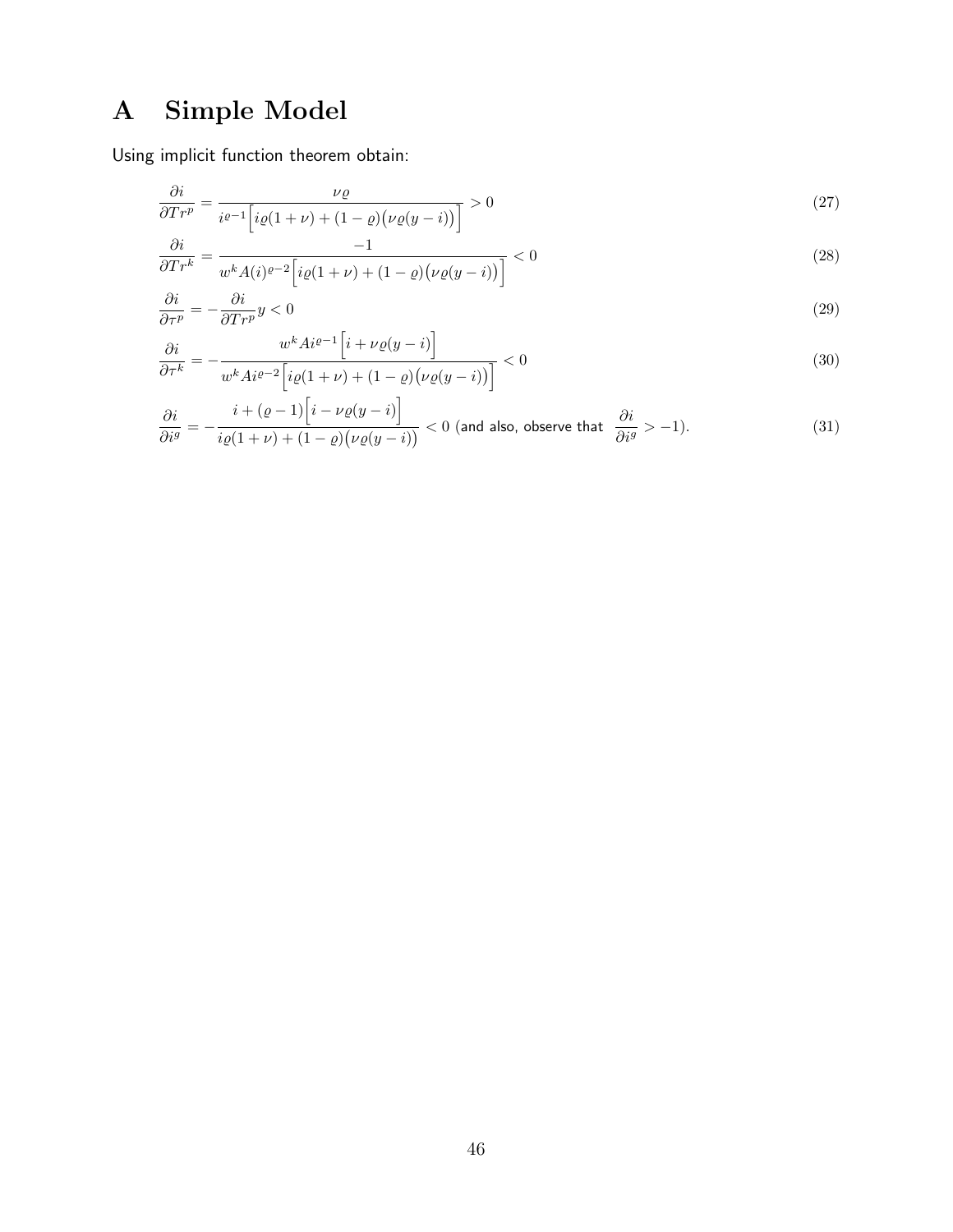# A Simple Model

Using implicit function theorem obtain:

$$\frac{\partial i}{\partial Tr^p} = \frac{\nu\varrho}{i^{\varrho-1}\Big[i\varrho(1+\nu) + (1-\varrho)\big(\nu\varrho(y-i)\big)\Big]} > 0 \tag{27}$$

$$\frac{\partial i}{\partial Tr^k} = \frac{-1}{w^k A(i)^{\varrho-2}\Big[i\varrho(1+\nu) + (1-\varrho)\big(\nu\varrho(y-i)\big)\Big]} < 0 \tag{28}$$

$$\frac{\partial i}{\partial \tau^p} = -\frac{\partial i}{\partial Tr^p} y < 0 \tag{29}$$

$$\frac{\partial i}{\partial \tau^k} = -\frac{w^k A i^{\varrho-1}\Big[i + \nu\varrho(y-i)\Big]}{w^k A i^{\varrho-2}\Big[i\varrho(1+\nu) + (1-\varrho)\big(\nu\varrho(y-i)\big)\Big]} < 0 \tag{30}$$

$$\frac{\partial i}{\partial i^g} = -\frac{i + (\varrho-1)\Big[i - \nu\varrho(y-i)\Big]}{i\varrho(1+\nu) + (1-\varrho)\big(\nu\varrho(y-i)\big)} < 0 \text{ (and also, observe that } \frac{\partial i}{\partial i^g} > -1). \tag{31}$$